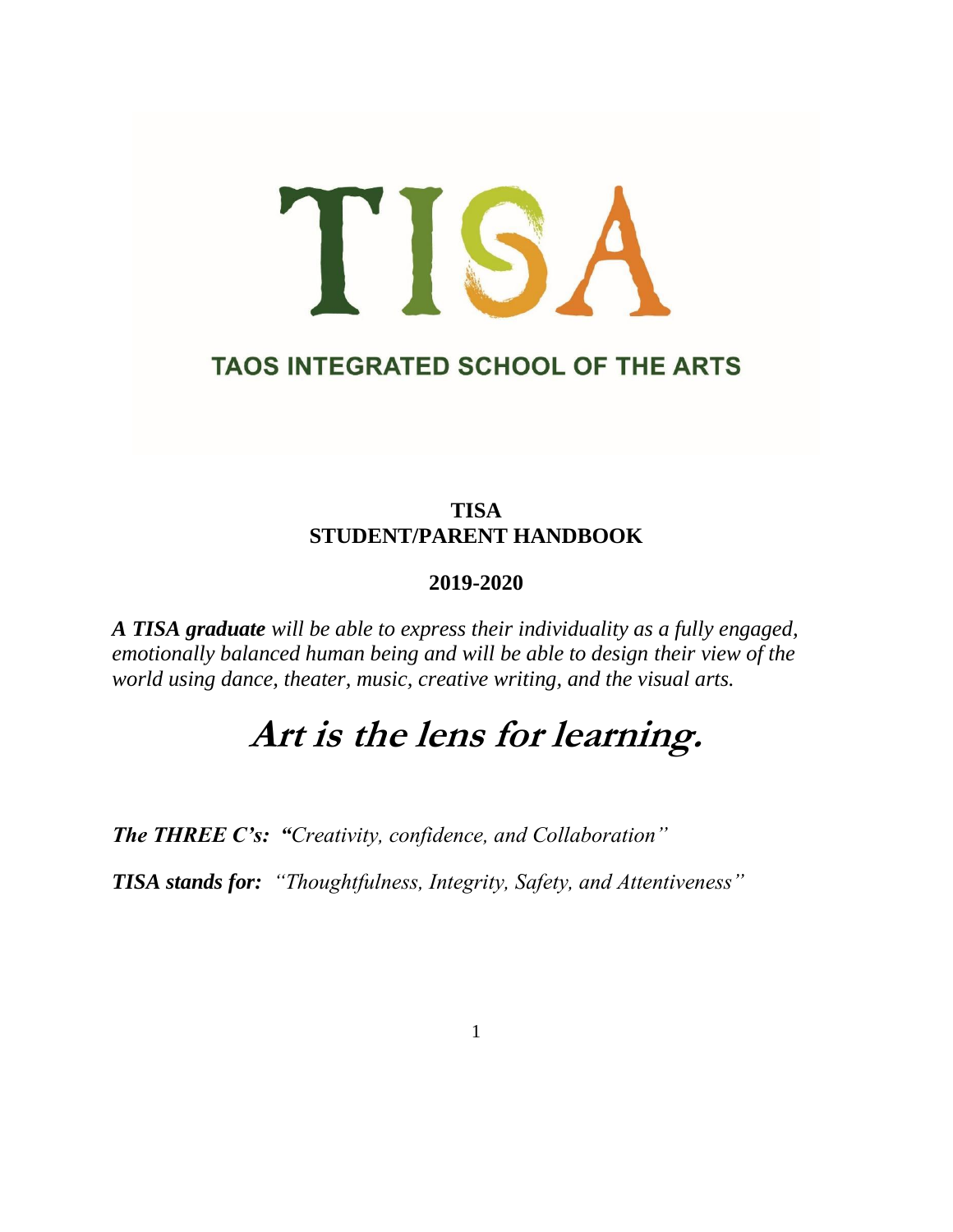# TISA

## TAOS INTEGRATED SCHOOL OF THE ARTS

**TISA**
**STUDENT/PARENT HANDBOOK**

**2019-2020**

***A TISA graduate*** *will be able to express their individuality as a fully engaged, emotionally balanced human being and will be able to design their view of the world using dance, theater, music, creative writing, and the visual arts.*

# *Art is the lens for learning.*

***The THREE C's:*** ***"****Creativity, confidence, and Collaboration"*

***TISA stands for:*** *"Thoughtfulness, Integrity, Safety, and Attentiveness"*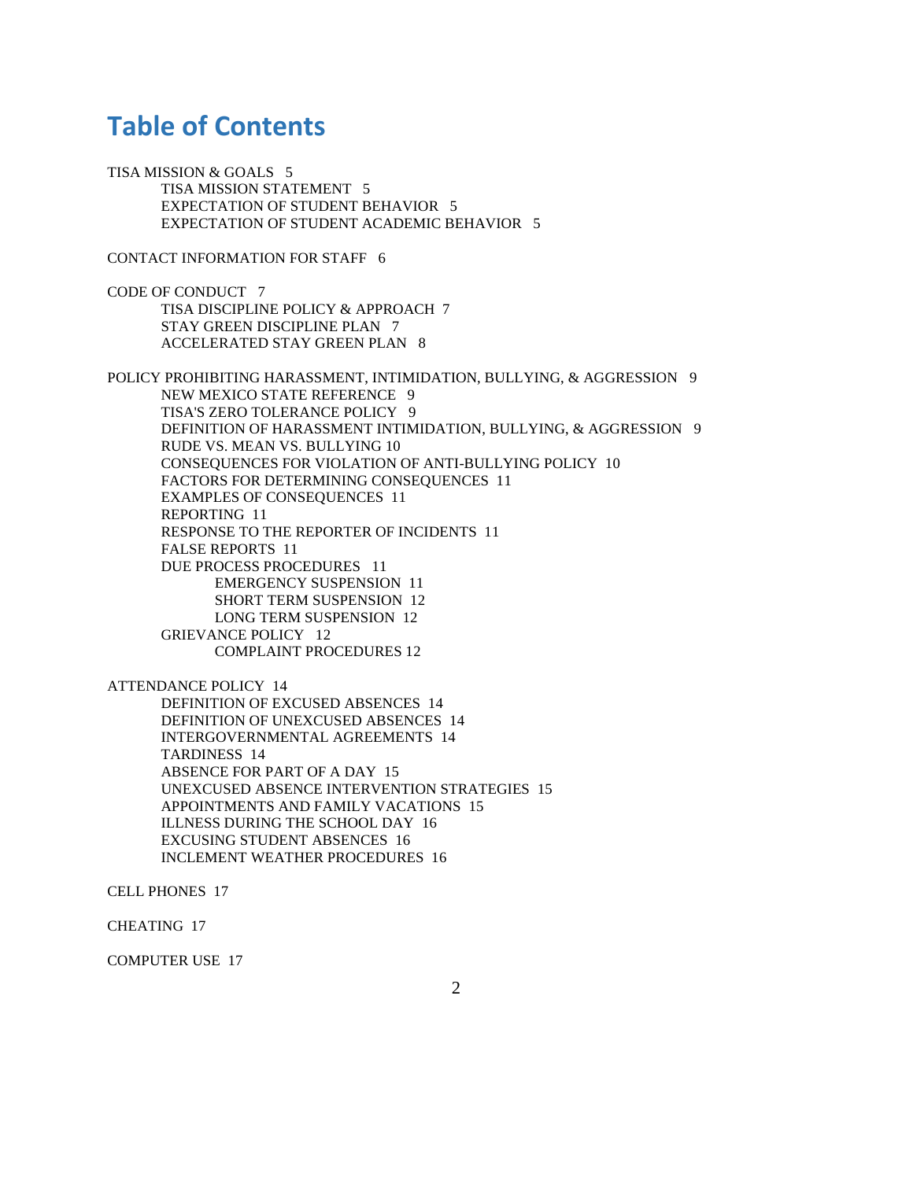# Table of Contents

TISA MISSION & GOALS 5
- TISA MISSION STATEMENT 5
- EXPECTATION OF STUDENT BEHAVIOR 5
- EXPECTATION OF STUDENT ACADEMIC BEHAVIOR 5

CONTACT INFORMATION FOR STAFF 6

CODE OF CONDUCT 7
- TISA DISCIPLINE POLICY & APPROACH 7
- STAY GREEN DISCIPLINE PLAN 7
- ACCELERATED STAY GREEN PLAN 8

POLICY PROHIBITING HARASSMENT, INTIMIDATION, BULLYING, & AGGRESSION 9
- NEW MEXICO STATE REFERENCE 9
- TISA'S ZERO TOLERANCE POLICY 9
- DEFINITION OF HARASSMENT INTIMIDATION, BULLYING, & AGGRESSION 9
- RUDE VS. MEAN VS. BULLYING 10
- CONSEQUENCES FOR VIOLATION OF ANTI-BULLYING POLICY 10
- FACTORS FOR DETERMINING CONSEQUENCES 11
- EXAMPLES OF CONSEQUENCES 11
- REPORTING 11
- RESPONSE TO THE REPORTER OF INCIDENTS 11
- FALSE REPORTS 11
- DUE PROCESS PROCEDURES 11
  - EMERGENCY SUSPENSION 11
  - SHORT TERM SUSPENSION 12
  - LONG TERM SUSPENSION 12
- GRIEVANCE POLICY 12
  - COMPLAINT PROCEDURES 12

ATTENDANCE POLICY 14
- DEFINITION OF EXCUSED ABSENCES 14
- DEFINITION OF UNEXCUSED ABSENCES 14
- INTERGOVERNMENTAL AGREEMENTS 14
- TARDINESS 14
- ABSENCE FOR PART OF A DAY 15
- UNEXCUSED ABSENCE INTERVENTION STRATEGIES 15
- APPOINTMENTS AND FAMILY VACATIONS 15
- ILLNESS DURING THE SCHOOL DAY 16
- EXCUSING STUDENT ABSENCES 16
- INCLEMENT WEATHER PROCEDURES 16

CELL PHONES 17

CHEATING 17

COMPUTER USE 17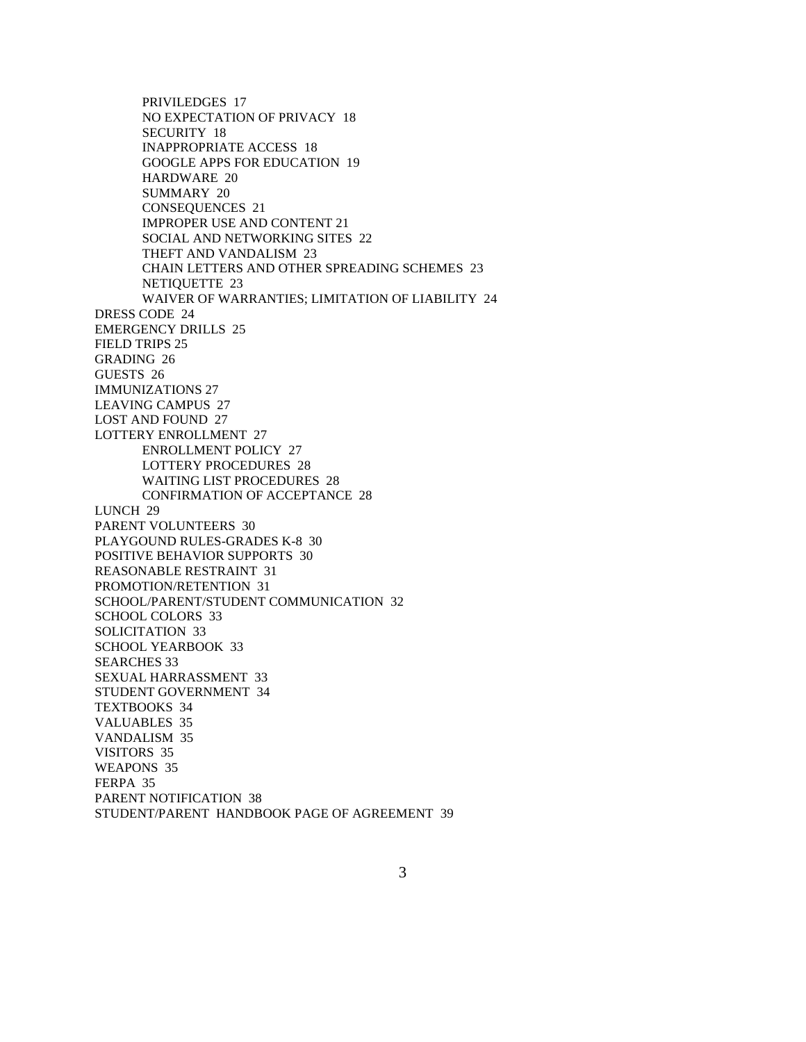- PRIVILEDGES 17
- NO EXPECTATION OF PRIVACY 18
- SECURITY 18
- INAPPROPRIATE ACCESS 18
- GOOGLE APPS FOR EDUCATION 19
- HARDWARE 20
- SUMMARY 20
- CONSEQUENCES 21
- IMPROPER USE AND CONTENT 21
- SOCIAL AND NETWORKING SITES 22
- THEFT AND VANDALISM 23
- CHAIN LETTERS AND OTHER SPREADING SCHEMES 23
- NETIQUETTE 23
- WAIVER OF WARRANTIES; LIMITATION OF LIABILITY 24

DRESS CODE 24
EMERGENCY DRILLS 25
FIELD TRIPS 25
GRADING 26
GUESTS 26
IMMUNIZATIONS 27
LEAVING CAMPUS 27
LOST AND FOUND 27
LOTTERY ENROLLMENT 27

- ENROLLMENT POLICY 27
- LOTTERY PROCEDURES 28
- WAITING LIST PROCEDURES 28
- CONFIRMATION OF ACCEPTANCE 28

LUNCH 29
PARENT VOLUNTEERS 30
PLAYGOUND RULES-GRADES K-8 30
POSITIVE BEHAVIOR SUPPORTS 30
REASONABLE RESTRAINT 31
PROMOTION/RETENTION 31
SCHOOL/PARENT/STUDENT COMMUNICATION 32
SCHOOL COLORS 33
SOLICITATION 33
SCHOOL YEARBOOK 33
SEARCHES 33
SEXUAL HARRASSMENT 33
STUDENT GOVERNMENT 34
TEXTBOOKS 34
VALUABLES 35
VANDALISM 35
VISITORS 35
WEAPONS 35
FERPA 35
PARENT NOTIFICATION 38
STUDENT/PARENT HANDBOOK PAGE OF AGREEMENT 39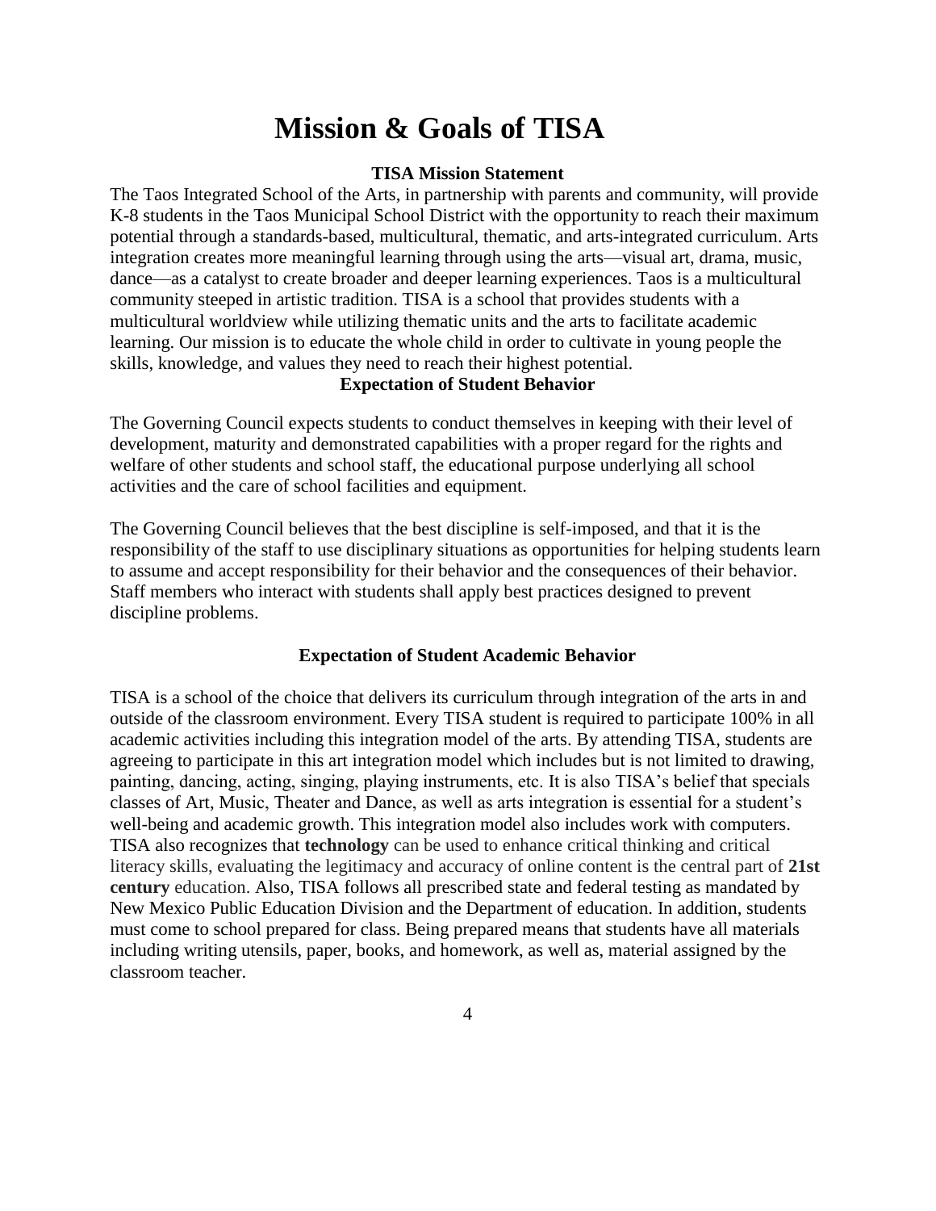# Mission & Goals of TISA

### TISA Mission Statement

The Taos Integrated School of the Arts, in partnership with parents and community, will provide K-8 students in the Taos Municipal School District with the opportunity to reach their maximum potential through a standards-based, multicultural, thematic, and arts-integrated curriculum. Arts integration creates more meaningful learning through using the arts—visual art, drama, music, dance—as a catalyst to create broader and deeper learning experiences. Taos is a multicultural community steeped in artistic tradition. TISA is a school that provides students with a multicultural worldview while utilizing thematic units and the arts to facilitate academic learning. Our mission is to educate the whole child in order to cultivate in young people the skills, knowledge, and values they need to reach their highest potential.

### Expectation of Student Behavior

The Governing Council expects students to conduct themselves in keeping with their level of development, maturity and demonstrated capabilities with a proper regard for the rights and welfare of other students and school staff, the educational purpose underlying all school activities and the care of school facilities and equipment.

The Governing Council believes that the best discipline is self-imposed, and that it is the responsibility of the staff to use disciplinary situations as opportunities for helping students learn to assume and accept responsibility for their behavior and the consequences of their behavior. Staff members who interact with students shall apply best practices designed to prevent discipline problems.

### Expectation of Student Academic Behavior

TISA is a school of the choice that delivers its curriculum through integration of the arts in and outside of the classroom environment. Every TISA student is required to participate 100% in all academic activities including this integration model of the arts. By attending TISA, students are agreeing to participate in this art integration model which includes but is not limited to drawing, painting, dancing, acting, singing, playing instruments, etc. It is also TISA's belief that specials classes of Art, Music, Theater and Dance, as well as arts integration is essential for a student's well-being and academic growth. This integration model also includes work with computers. TISA also recognizes that **technology** can be used to enhance critical thinking and critical literacy skills, evaluating the legitimacy and accuracy of online content is the central part of **21st century** education. Also, TISA follows all prescribed state and federal testing as mandated by New Mexico Public Education Division and the Department of education. In addition, students must come to school prepared for class. Being prepared means that students have all materials including writing utensils, paper, books, and homework, as well as, material assigned by the classroom teacher.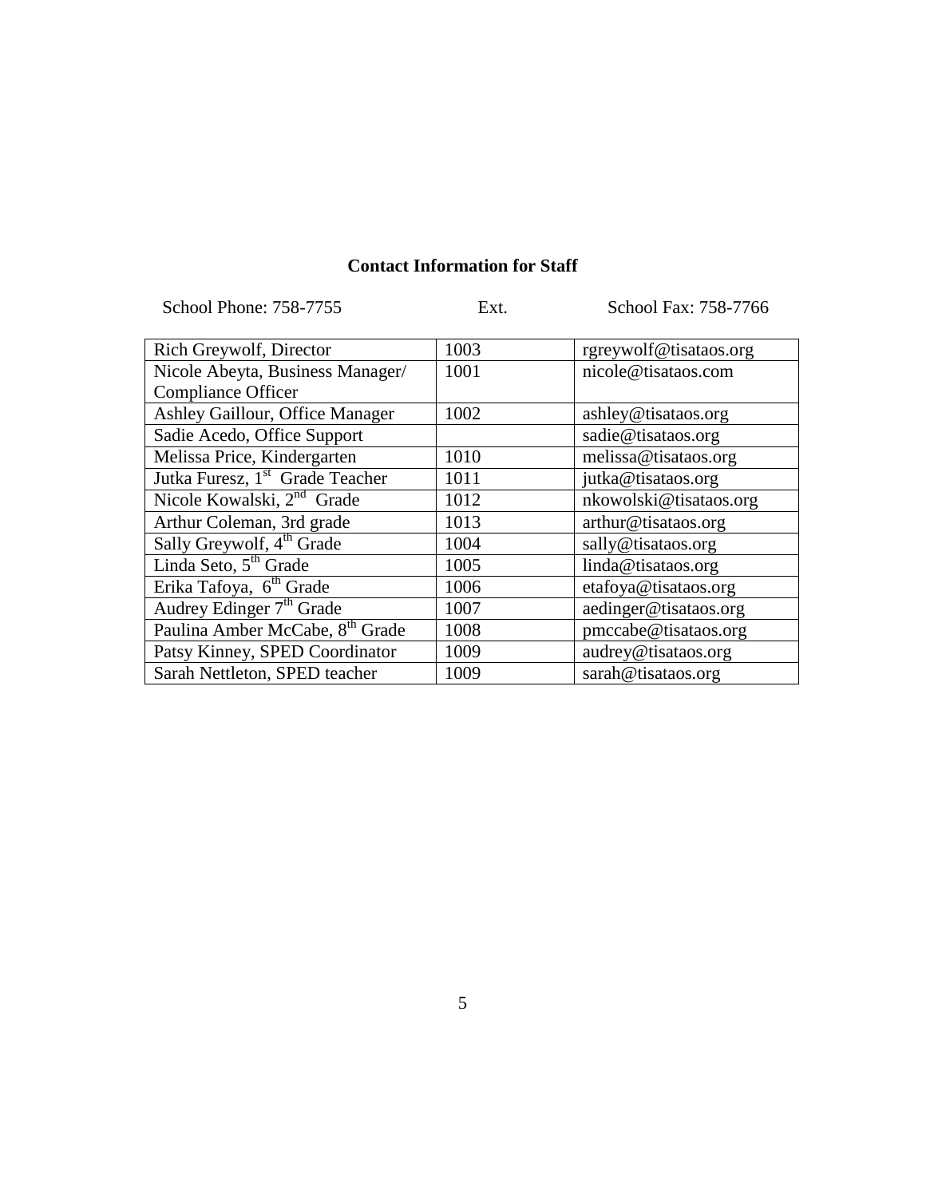## Contact Information for Staff

School Phone: 758-7755 Ext. School Fax: 758-7766

| | Ext. | |
|---|---|---|
| Rich Greywolf, Director | 1003 | rgreywolf@tisataos.org |
| Nicole Abeyta, Business Manager/ Compliance Officer | 1001 | nicole@tisataos.com |
| Ashley Gaillour, Office Manager | 1002 | ashley@tisataos.org |
| Sadie Acedo, Office Support | | sadie@tisataos.org |
| Melissa Price, Kindergarten | 1010 | melissa@tisataos.org |
| Jutka Furesz, 1st Grade Teacher | 1011 | jutka@tisataos.org |
| Nicole Kowalski, 2nd Grade | 1012 | nkowolski@tisataos.org |
| Arthur Coleman, 3rd grade | 1013 | arthur@tisataos.org |
| Sally Greywolf, 4th Grade | 1004 | sally@tisataos.org |
| Linda Seto, 5th Grade | 1005 | linda@tisataos.org |
| Erika Tafoya, 6th Grade | 1006 | etafoya@tisataos.org |
| Audrey Edinger 7th Grade | 1007 | aedinger@tisataos.org |
| Paulina Amber McCabe, 8th Grade | 1008 | pmccabe@tisataos.org |
| Patsy Kinney, SPED Coordinator | 1009 | audrey@tisataos.org |
| Sarah Nettleton, SPED teacher | 1009 | sarah@tisataos.org |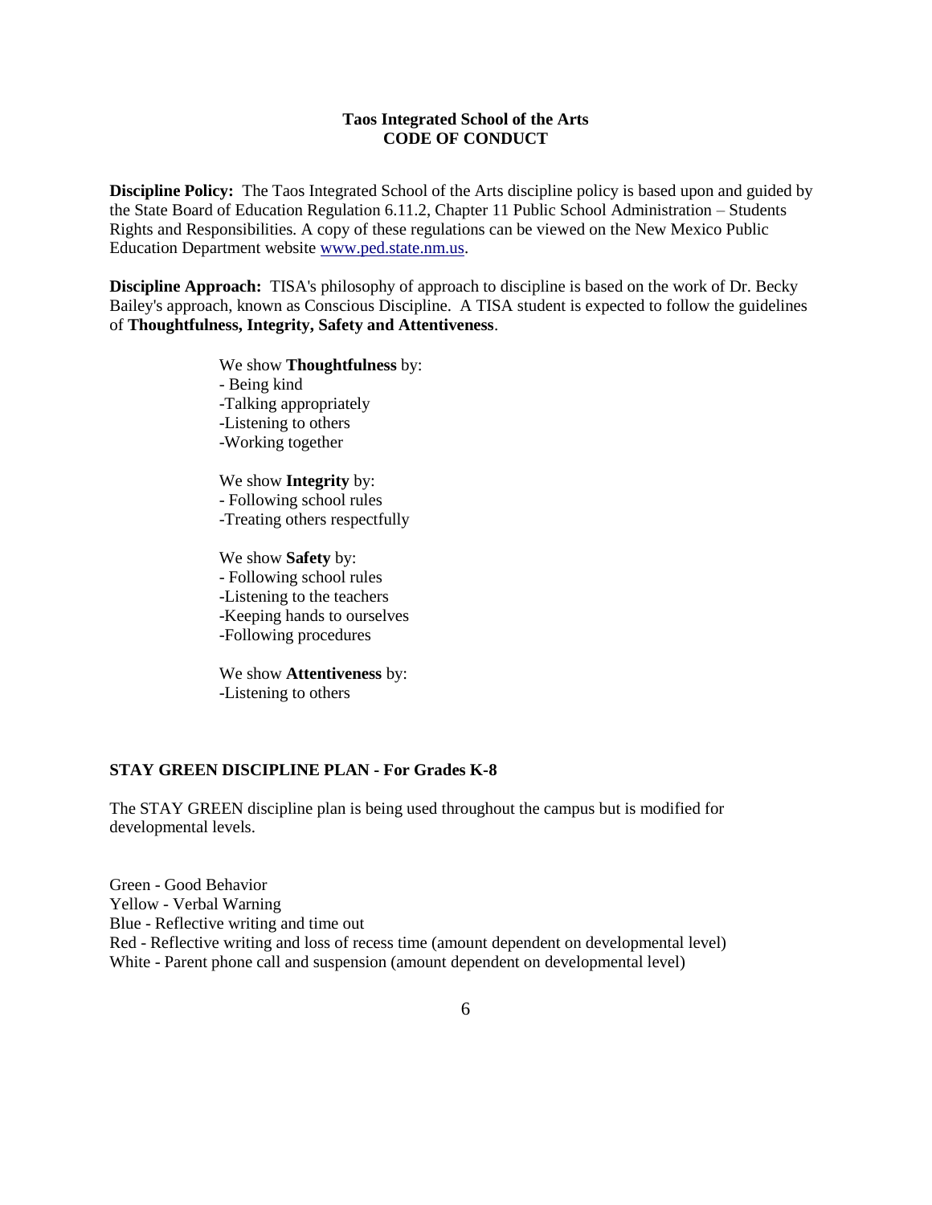# Taos Integrated School of the Arts
# CODE OF CONDUCT

**Discipline Policy:** The Taos Integrated School of the Arts discipline policy is based upon and guided by the State Board of Education Regulation 6.11.2, Chapter 11 Public School Administration – Students Rights and Responsibilities. A copy of these regulations can be viewed on the New Mexico Public Education Department website www.ped.state.nm.us.

**Discipline Approach:** TISA's philosophy of approach to discipline is based on the work of Dr. Becky Bailey's approach, known as Conscious Discipline. A TISA student is expected to follow the guidelines of **Thoughtfulness, Integrity, Safety and Attentiveness**.

We show **Thoughtfulness** by:
- Being kind
- Talking appropriately
- Listening to others
- Working together

We show **Integrity** by:
- Following school rules
- Treating others respectfully

We show **Safety** by:
- Following school rules
- Listening to the teachers
- Keeping hands to ourselves
- Following procedures

We show **Attentiveness** by:
- Listening to others

## STAY GREEN DISCIPLINE PLAN - For Grades K-8

The STAY GREEN discipline plan is being used throughout the campus but is modified for developmental levels.

Green - Good Behavior
Yellow - Verbal Warning
Blue - Reflective writing and time out
Red - Reflective writing and loss of recess time (amount dependent on developmental level)
White - Parent phone call and suspension (amount dependent on developmental level)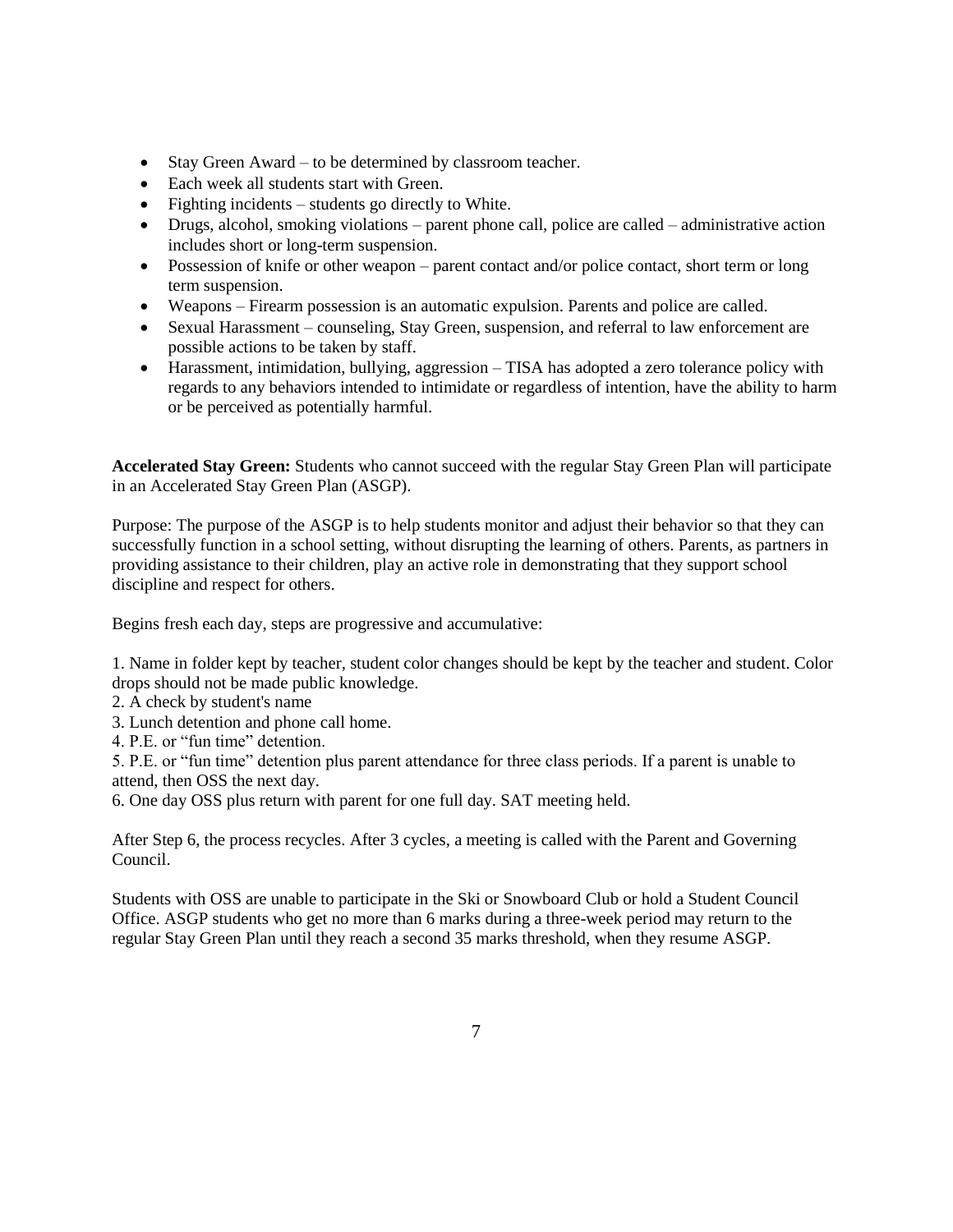- Stay Green Award – to be determined by classroom teacher.
- Each week all students start with Green.
- Fighting incidents – students go directly to White.
- Drugs, alcohol, smoking violations – parent phone call, police are called – administrative action includes short or long-term suspension.
- Possession of knife or other weapon – parent contact and/or police contact, short term or long term suspension.
- Weapons – Firearm possession is an automatic expulsion. Parents and police are called.
- Sexual Harassment – counseling, Stay Green, suspension, and referral to law enforcement are possible actions to be taken by staff.
- Harassment, intimidation, bullying, aggression – TISA has adopted a zero tolerance policy with regards to any behaviors intended to intimidate or regardless of intention, have the ability to harm or be perceived as potentially harmful.

**Accelerated Stay Green:** Students who cannot succeed with the regular Stay Green Plan will participate in an Accelerated Stay Green Plan (ASGP).

Purpose: The purpose of the ASGP is to help students monitor and adjust their behavior so that they can successfully function in a school setting, without disrupting the learning of others. Parents, as partners in providing assistance to their children, play an active role in demonstrating that they support school discipline and respect for others.

Begins fresh each day, steps are progressive and accumulative:

1. Name in folder kept by teacher, student color changes should be kept by the teacher and student. Color drops should not be made public knowledge.
2. A check by student's name
3. Lunch detention and phone call home.
4. P.E. or "fun time" detention.
5. P.E. or "fun time" detention plus parent attendance for three class periods. If a parent is unable to attend, then OSS the next day.
6. One day OSS plus return with parent for one full day. SAT meeting held.

After Step 6, the process recycles. After 3 cycles, a meeting is called with the Parent and Governing Council.

Students with OSS are unable to participate in the Ski or Snowboard Club or hold a Student Council Office. ASGP students who get no more than 6 marks during a three-week period may return to the regular Stay Green Plan until they reach a second 35 marks threshold, when they resume ASGP.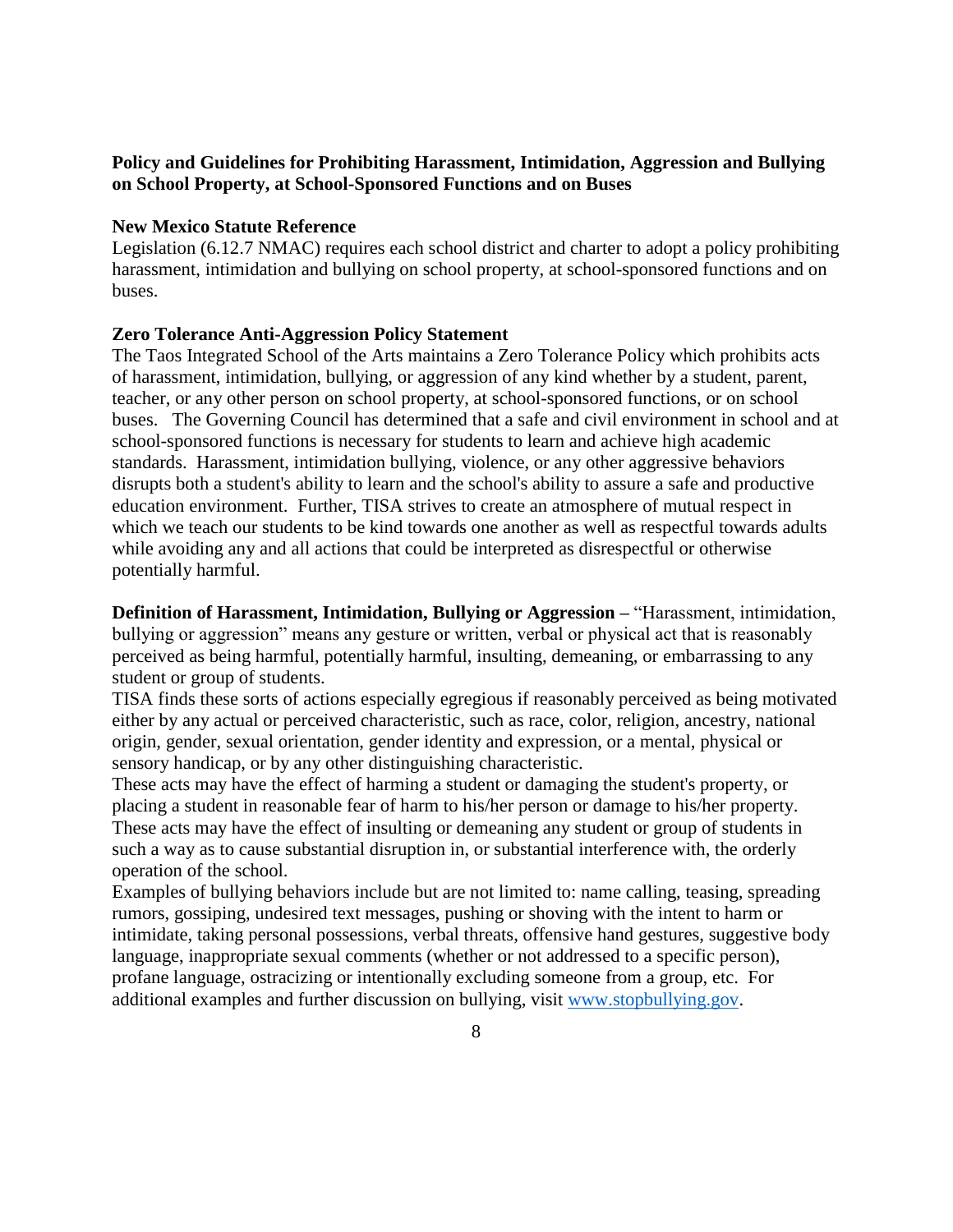**Policy and Guidelines for Prohibiting Harassment, Intimidation, Aggression and Bullying on School Property, at School-Sponsored Functions and on Buses**

**New Mexico Statute Reference**

Legislation (6.12.7 NMAC) requires each school district and charter to adopt a policy prohibiting harassment, intimidation and bullying on school property, at school-sponsored functions and on buses.

**Zero Tolerance Anti-Aggression Policy Statement**

The Taos Integrated School of the Arts maintains a Zero Tolerance Policy which prohibits acts of harassment, intimidation, bullying, or aggression of any kind whether by a student, parent, teacher, or any other person on school property, at school-sponsored functions, or on school buses. The Governing Council has determined that a safe and civil environment in school and at school-sponsored functions is necessary for students to learn and achieve high academic standards. Harassment, intimidation bullying, violence, or any other aggressive behaviors disrupts both a student's ability to learn and the school's ability to assure a safe and productive education environment. Further, TISA strives to create an atmosphere of mutual respect in which we teach our students to be kind towards one another as well as respectful towards adults while avoiding any and all actions that could be interpreted as disrespectful or otherwise potentially harmful.

**Definition of Harassment, Intimidation, Bullying or Aggression –** "Harassment, intimidation, bullying or aggression" means any gesture or written, verbal or physical act that is reasonably perceived as being harmful, potentially harmful, insulting, demeaning, or embarrassing to any student or group of students.

TISA finds these sorts of actions especially egregious if reasonably perceived as being motivated either by any actual or perceived characteristic, such as race, color, religion, ancestry, national origin, gender, sexual orientation, gender identity and expression, or a mental, physical or sensory handicap, or by any other distinguishing characteristic.

These acts may have the effect of harming a student or damaging the student's property, or placing a student in reasonable fear of harm to his/her person or damage to his/her property. These acts may have the effect of insulting or demeaning any student or group of students in such a way as to cause substantial disruption in, or substantial interference with, the orderly operation of the school.

Examples of bullying behaviors include but are not limited to: name calling, teasing, spreading rumors, gossiping, undesired text messages, pushing or shoving with the intent to harm or intimidate, taking personal possessions, verbal threats, offensive hand gestures, suggestive body language, inappropriate sexual comments (whether or not addressed to a specific person), profane language, ostracizing or intentionally excluding someone from a group, etc. For additional examples and further discussion on bullying, visit [www.stopbullying.gov](http://www.stopbullying.gov).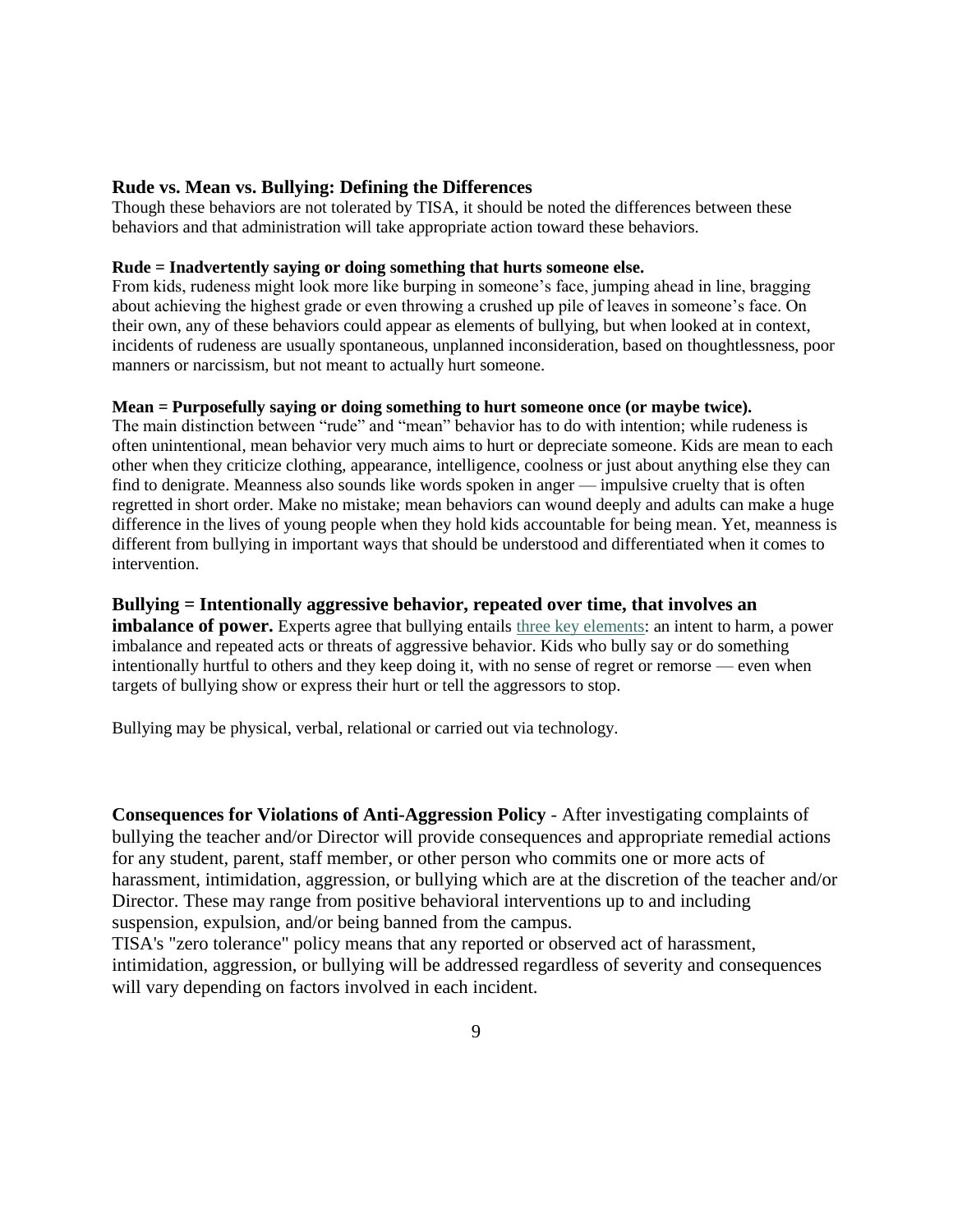## Rude vs. Mean vs. Bullying: Defining the Differences

Though these behaviors are not tolerated by TISA, it should be noted the differences between these behaviors and that administration will take appropriate action toward these behaviors.

**Rude = Inadvertently saying or doing something that hurts someone else.**

From kids, rudeness might look more like burping in someone's face, jumping ahead in line, bragging about achieving the highest grade or even throwing a crushed up pile of leaves in someone's face. On their own, any of these behaviors could appear as elements of bullying, but when looked at in context, incidents of rudeness are usually spontaneous, unplanned inconsideration, based on thoughtlessness, poor manners or narcissism, but not meant to actually hurt someone.

**Mean = Purposefully saying or doing something to hurt someone once (or maybe twice).**

The main distinction between "rude" and "mean" behavior has to do with intention; while rudeness is often unintentional, mean behavior very much aims to hurt or depreciate someone. Kids are mean to each other when they criticize clothing, appearance, intelligence, coolness or just about anything else they can find to denigrate. Meanness also sounds like words spoken in anger — impulsive cruelty that is often regretted in short order. Make no mistake; mean behaviors can wound deeply and adults can make a huge difference in the lives of young people when they hold kids accountable for being mean. Yet, meanness is different from bullying in important ways that should be understood and differentiated when it comes to intervention.

**Bullying = Intentionally aggressive behavior, repeated over time, that involves an imbalance of power.** Experts agree that bullying entails three key elements: an intent to harm, a power imbalance and repeated acts or threats of aggressive behavior. Kids who bully say or do something intentionally hurtful to others and they keep doing it, with no sense of regret or remorse — even when targets of bullying show or express their hurt or tell the aggressors to stop.

Bullying may be physical, verbal, relational or carried out via technology.

**Consequences for Violations of Anti-Aggression Policy** - After investigating complaints of bullying the teacher and/or Director will provide consequences and appropriate remedial actions for any student, parent, staff member, or other person who commits one or more acts of harassment, intimidation, aggression, or bullying which are at the discretion of the teacher and/or Director. These may range from positive behavioral interventions up to and including suspension, expulsion, and/or being banned from the campus.

TISA's "zero tolerance" policy means that any reported or observed act of harassment, intimidation, aggression, or bullying will be addressed regardless of severity and consequences will vary depending on factors involved in each incident.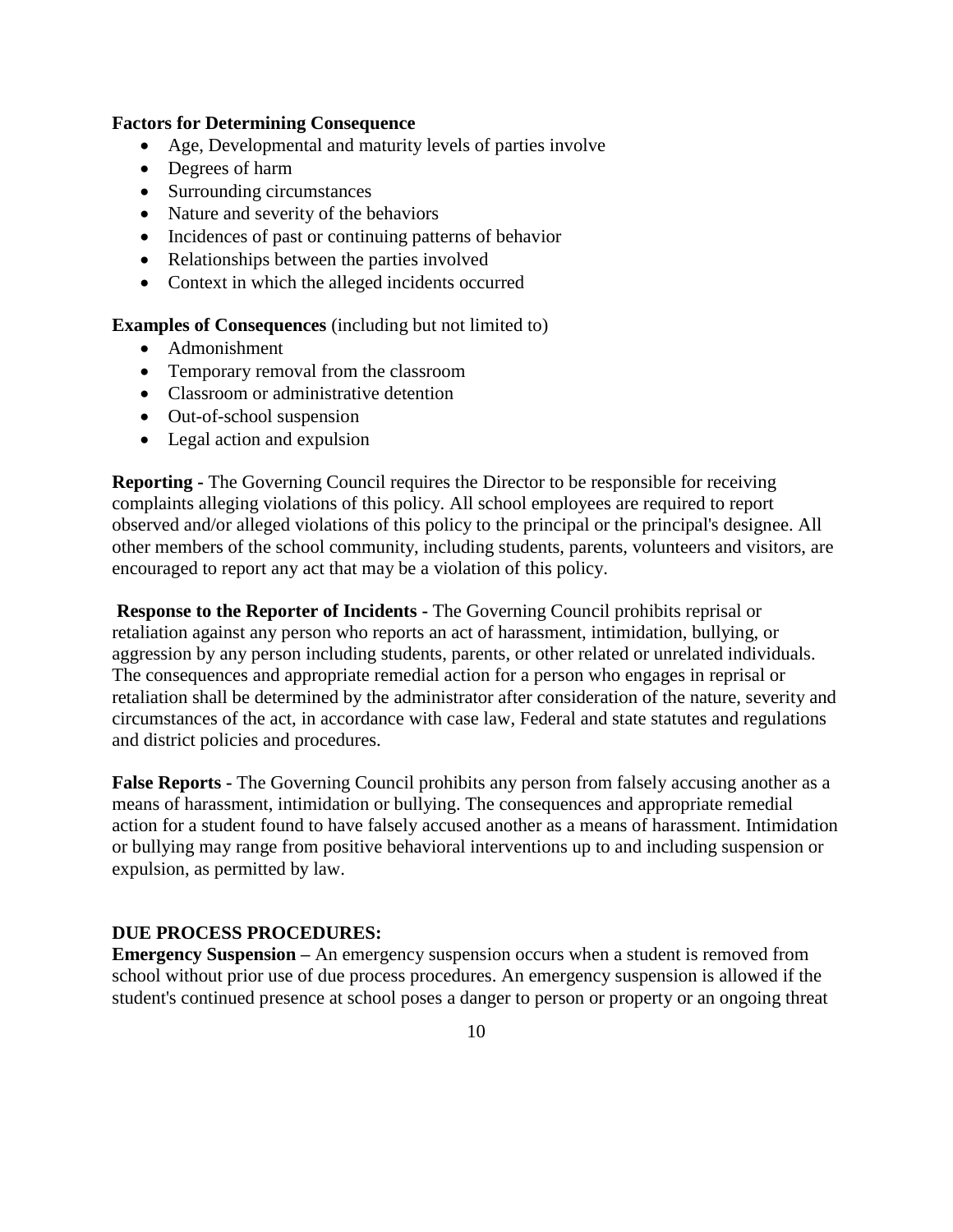**Factors for Determining Consequence**

- Age, Developmental and maturity levels of parties involve
- Degrees of harm
- Surrounding circumstances
- Nature and severity of the behaviors
- Incidences of past or continuing patterns of behavior
- Relationships between the parties involved
- Context in which the alleged incidents occurred

**Examples of Consequences** (including but not limited to)

- Admonishment
- Temporary removal from the classroom
- Classroom or administrative detention
- Out-of-school suspension
- Legal action and expulsion

**Reporting -** The Governing Council requires the Director to be responsible for receiving complaints alleging violations of this policy. All school employees are required to report observed and/or alleged violations of this policy to the principal or the principal's designee. All other members of the school community, including students, parents, volunteers and visitors, are encouraged to report any act that may be a violation of this policy.

**Response to the Reporter of Incidents -** The Governing Council prohibits reprisal or retaliation against any person who reports an act of harassment, intimidation, bullying, or aggression by any person including students, parents, or other related or unrelated individuals. The consequences and appropriate remedial action for a person who engages in reprisal or retaliation shall be determined by the administrator after consideration of the nature, severity and circumstances of the act, in accordance with case law, Federal and state statutes and regulations and district policies and procedures.

**False Reports -** The Governing Council prohibits any person from falsely accusing another as a means of harassment, intimidation or bullying. The consequences and appropriate remedial action for a student found to have falsely accused another as a means of harassment. Intimidation or bullying may range from positive behavioral interventions up to and including suspension or expulsion, as permitted by law.

**DUE PROCESS PROCEDURES:**

**Emergency Suspension –** An emergency suspension occurs when a student is removed from school without prior use of due process procedures. An emergency suspension is allowed if the student's continued presence at school poses a danger to person or property or an ongoing threat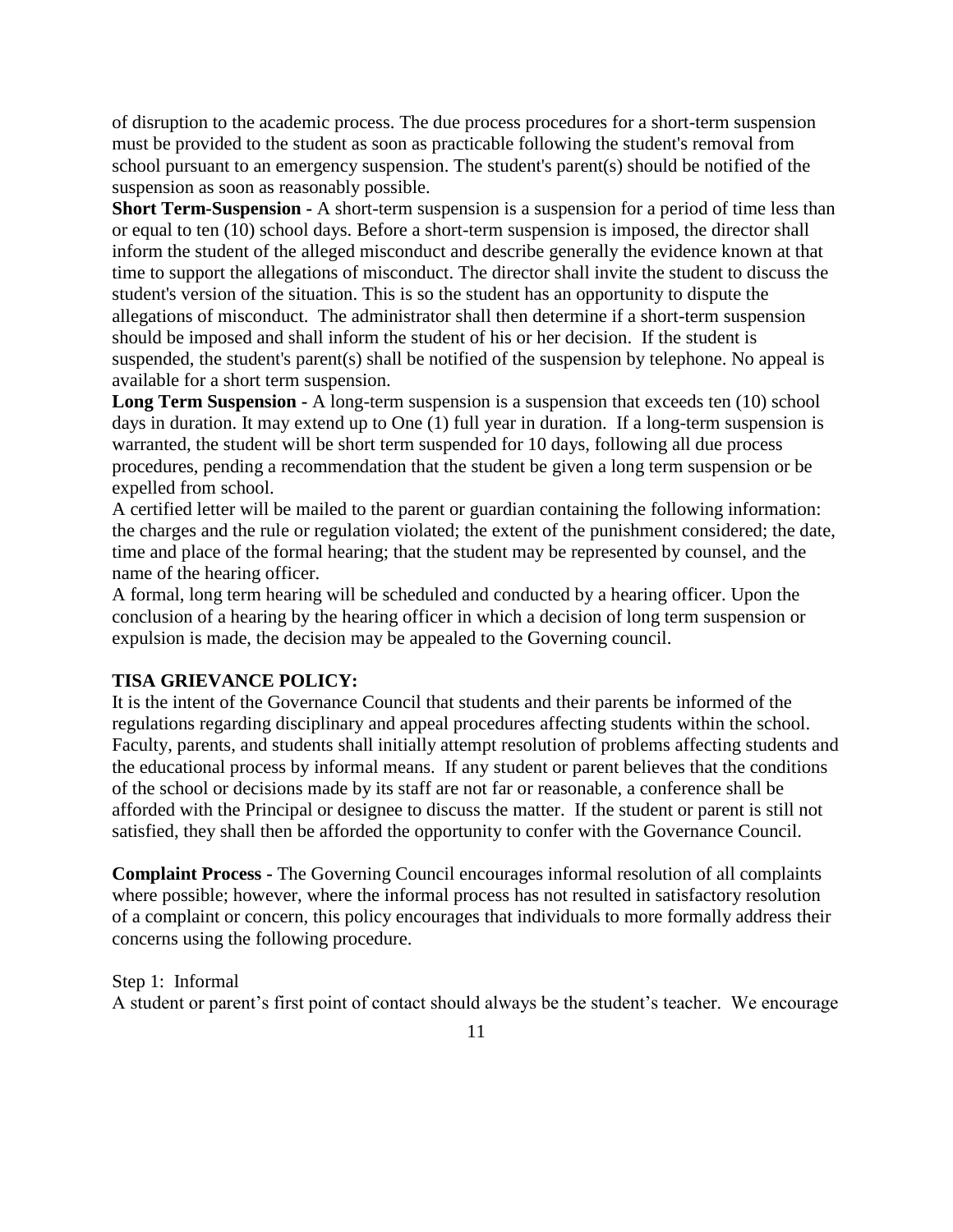of disruption to the academic process. The due process procedures for a short-term suspension must be provided to the student as soon as practicable following the student's removal from school pursuant to an emergency suspension. The student's parent(s) should be notified of the suspension as soon as reasonably possible.

**Short Term-Suspension -** A short-term suspension is a suspension for a period of time less than or equal to ten (10) school days. Before a short-term suspension is imposed, the director shall inform the student of the alleged misconduct and describe generally the evidence known at that time to support the allegations of misconduct. The director shall invite the student to discuss the student's version of the situation. This is so the student has an opportunity to dispute the allegations of misconduct. The administrator shall then determine if a short-term suspension should be imposed and shall inform the student of his or her decision. If the student is suspended, the student's parent(s) shall be notified of the suspension by telephone. No appeal is available for a short term suspension.

**Long Term Suspension -** A long-term suspension is a suspension that exceeds ten (10) school days in duration. It may extend up to One (1) full year in duration. If a long-term suspension is warranted, the student will be short term suspended for 10 days, following all due process procedures, pending a recommendation that the student be given a long term suspension or be expelled from school.

A certified letter will be mailed to the parent or guardian containing the following information: the charges and the rule or regulation violated; the extent of the punishment considered; the date, time and place of the formal hearing; that the student may be represented by counsel, and the name of the hearing officer.

A formal, long term hearing will be scheduled and conducted by a hearing officer. Upon the conclusion of a hearing by the hearing officer in which a decision of long term suspension or expulsion is made, the decision may be appealed to the Governing council.

**TISA GRIEVANCE POLICY:**

It is the intent of the Governance Council that students and their parents be informed of the regulations regarding disciplinary and appeal procedures affecting students within the school. Faculty, parents, and students shall initially attempt resolution of problems affecting students and the educational process by informal means. If any student or parent believes that the conditions of the school or decisions made by its staff are not far or reasonable, a conference shall be afforded with the Principal or designee to discuss the matter. If the student or parent is still not satisfied, they shall then be afforded the opportunity to confer with the Governance Council.

**Complaint Process -** The Governing Council encourages informal resolution of all complaints where possible; however, where the informal process has not resulted in satisfactory resolution of a complaint or concern, this policy encourages that individuals to more formally address their concerns using the following procedure.

Step 1: Informal

A student or parent's first point of contact should always be the student's teacher. We encourage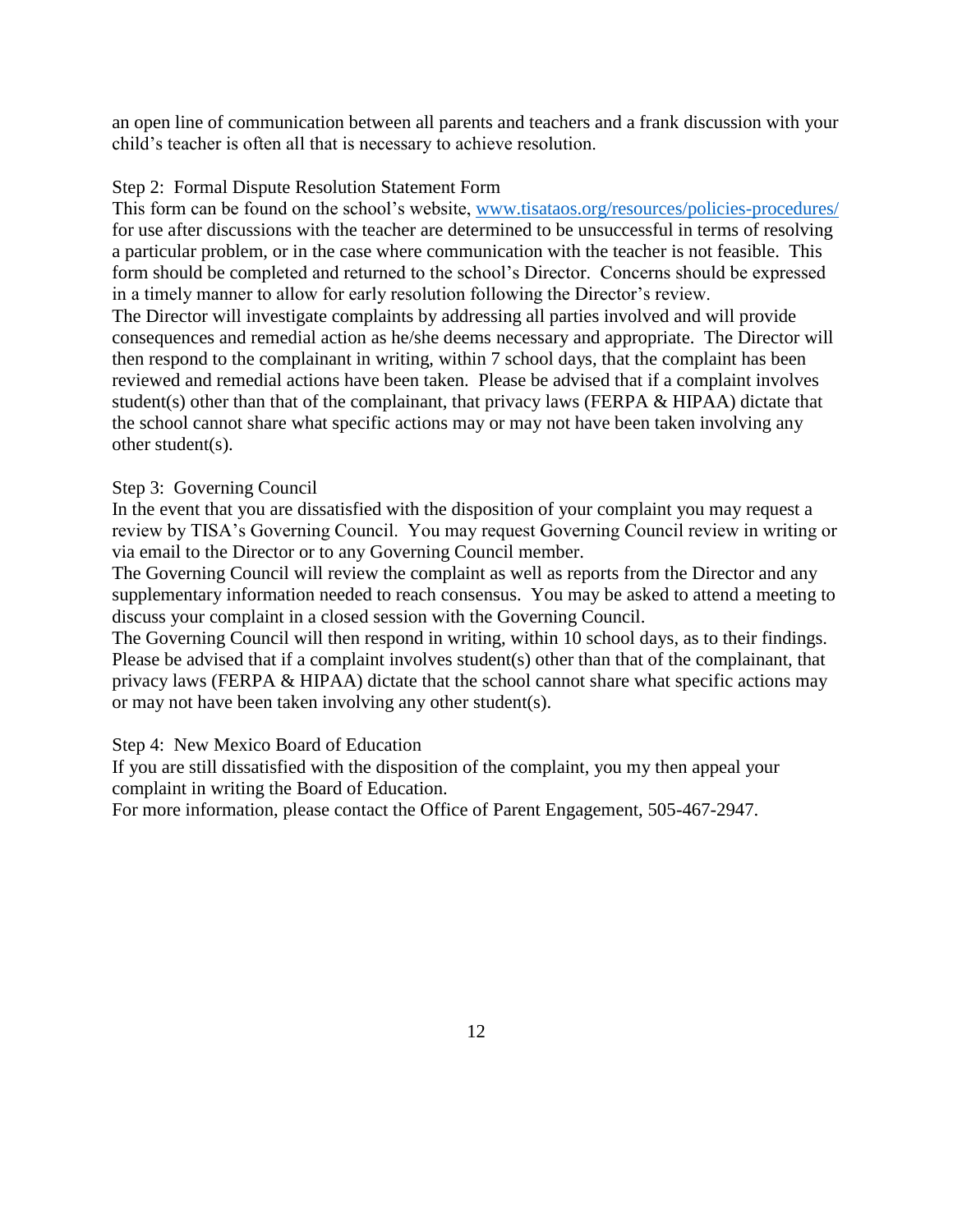an open line of communication between all parents and teachers and a frank discussion with your child's teacher is often all that is necessary to achieve resolution.

Step 2: Formal Dispute Resolution Statement Form

This form can be found on the school's website, www.tisataos.org/resources/policies-procedures/ for use after discussions with the teacher are determined to be unsuccessful in terms of resolving a particular problem, or in the case where communication with the teacher is not feasible. This form should be completed and returned to the school's Director. Concerns should be expressed in a timely manner to allow for early resolution following the Director's review.

The Director will investigate complaints by addressing all parties involved and will provide consequences and remedial action as he/she deems necessary and appropriate. The Director will then respond to the complainant in writing, within 7 school days, that the complaint has been reviewed and remedial actions have been taken. Please be advised that if a complaint involves student(s) other than that of the complainant, that privacy laws (FERPA & HIPAA) dictate that the school cannot share what specific actions may or may not have been taken involving any other student(s).

Step 3: Governing Council

In the event that you are dissatisfied with the disposition of your complaint you may request a review by TISA's Governing Council. You may request Governing Council review in writing or via email to the Director or to any Governing Council member.

The Governing Council will review the complaint as well as reports from the Director and any supplementary information needed to reach consensus. You may be asked to attend a meeting to discuss your complaint in a closed session with the Governing Council.

The Governing Council will then respond in writing, within 10 school days, as to their findings. Please be advised that if a complaint involves student(s) other than that of the complainant, that privacy laws (FERPA & HIPAA) dictate that the school cannot share what specific actions may or may not have been taken involving any other student(s).

Step 4: New Mexico Board of Education

If you are still dissatisfied with the disposition of the complaint, you my then appeal your complaint in writing the Board of Education.

For more information, please contact the Office of Parent Engagement, 505-467-2947.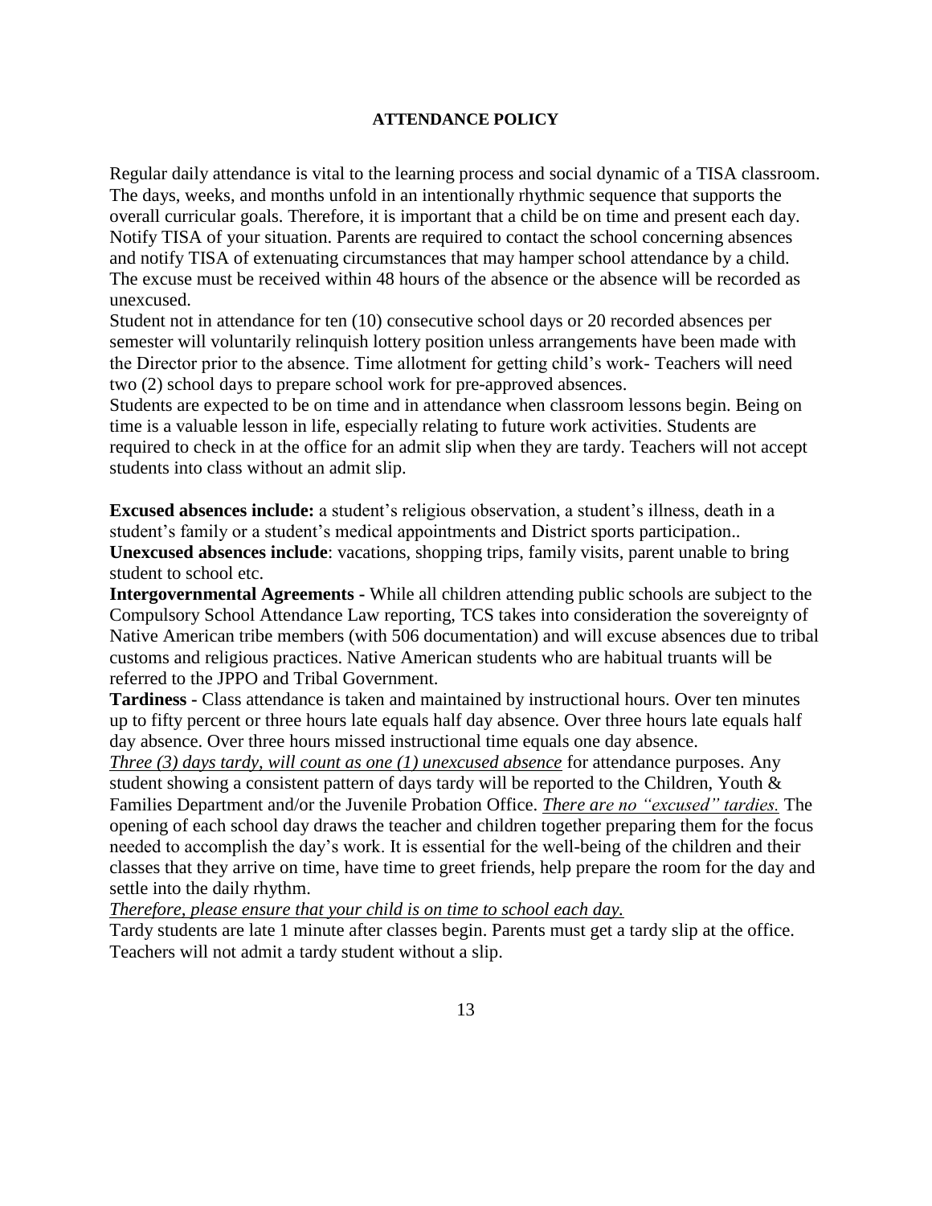## ATTENDANCE POLICY

Regular daily attendance is vital to the learning process and social dynamic of a TISA classroom. The days, weeks, and months unfold in an intentionally rhythmic sequence that supports the overall curricular goals. Therefore, it is important that a child be on time and present each day. Notify TISA of your situation. Parents are required to contact the school concerning absences and notify TISA of extenuating circumstances that may hamper school attendance by a child. The excuse must be received within 48 hours of the absence or the absence will be recorded as unexcused.

Student not in attendance for ten (10) consecutive school days or 20 recorded absences per semester will voluntarily relinquish lottery position unless arrangements have been made with the Director prior to the absence. Time allotment for getting child's work- Teachers will need two (2) school days to prepare school work for pre-approved absences.

Students are expected to be on time and in attendance when classroom lessons begin. Being on time is a valuable lesson in life, especially relating to future work activities. Students are required to check in at the office for an admit slip when they are tardy. Teachers will not accept students into class without an admit slip.

**Excused absences include:** a student's religious observation, a student's illness, death in a student's family or a student's medical appointments and District sports participation..

**Unexcused absences include**: vacations, shopping trips, family visits, parent unable to bring student to school etc.

**Intergovernmental Agreements -** While all children attending public schools are subject to the Compulsory School Attendance Law reporting, TCS takes into consideration the sovereignty of Native American tribe members (with 506 documentation) and will excuse absences due to tribal customs and religious practices. Native American students who are habitual truants will be referred to the JPPO and Tribal Government.

**Tardiness -** Class attendance is taken and maintained by instructional hours. Over ten minutes up to fifty percent or three hours late equals half day absence. Over three hours late equals half day absence. Over three hours missed instructional time equals one day absence.

*Three (3) days tardy, will count as one (1) unexcused absence* for attendance purposes. Any student showing a consistent pattern of days tardy will be reported to the Children, Youth & Families Department and/or the Juvenile Probation Office. ***There are no "excused" tardies.*** The opening of each school day draws the teacher and children together preparing them for the focus needed to accomplish the day's work. It is essential for the well-being of the children and their classes that they arrive on time, have time to greet friends, help prepare the room for the day and settle into the daily rhythm.

*Therefore, please ensure that your child is on time to school each day.*

Tardy students are late 1 minute after classes begin. Parents must get a tardy slip at the office. Teachers will not admit a tardy student without a slip.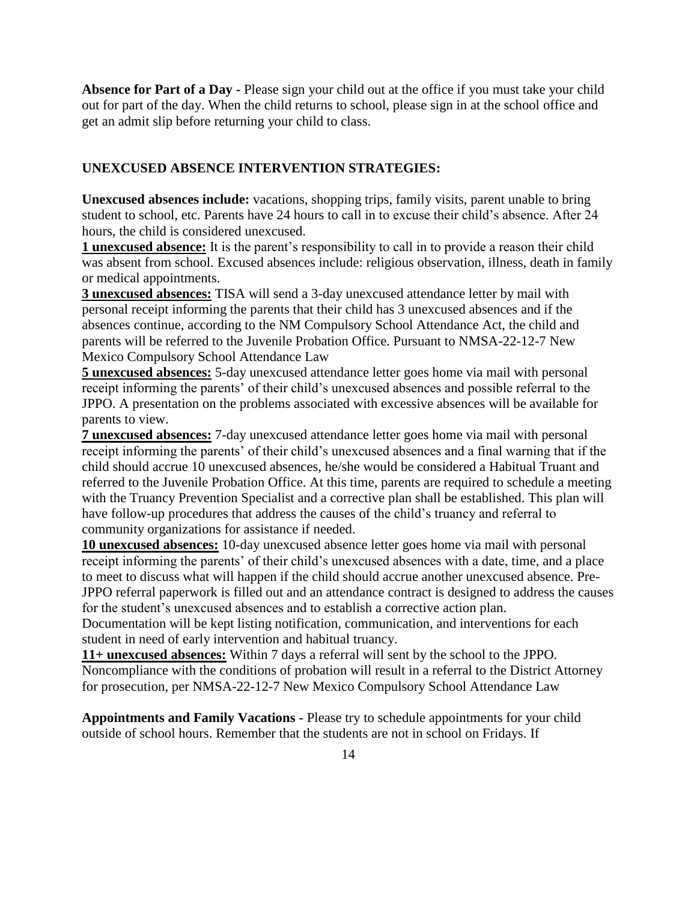**Absence for Part of a Day -** Please sign your child out at the office if you must take your child out for part of the day. When the child returns to school, please sign in at the school office and get an admit slip before returning your child to class.

## UNEXCUSED ABSENCE INTERVENTION STRATEGIES:

**Unexcused absences include:** vacations, shopping trips, family visits, parent unable to bring student to school, etc. Parents have 24 hours to call in to excuse their child's absence. After 24 hours, the child is considered unexcused.

**1 unexcused absence:** It is the parent's responsibility to call in to provide a reason their child was absent from school. Excused absences include: religious observation, illness, death in family or medical appointments.

**3 unexcused absences:** TISA will send a 3-day unexcused attendance letter by mail with personal receipt informing the parents that their child has 3 unexcused absences and if the absences continue, according to the NM Compulsory School Attendance Act, the child and parents will be referred to the Juvenile Probation Office. Pursuant to NMSA-22-12-7 New Mexico Compulsory School Attendance Law

**5 unexcused absences:** 5-day unexcused attendance letter goes home via mail with personal receipt informing the parents' of their child's unexcused absences and possible referral to the JPPO. A presentation on the problems associated with excessive absences will be available for parents to view.

**7 unexcused absences:** 7-day unexcused attendance letter goes home via mail with personal receipt informing the parents' of their child's unexcused absences and a final warning that if the child should accrue 10 unexcused absences, he/she would be considered a Habitual Truant and referred to the Juvenile Probation Office. At this time, parents are required to schedule a meeting with the Truancy Prevention Specialist and a corrective plan shall be established. This plan will have follow-up procedures that address the causes of the child's truancy and referral to community organizations for assistance if needed.

**10 unexcused absences:** 10-day unexcused absence letter goes home via mail with personal receipt informing the parents' of their child's unexcused absences with a date, time, and a place to meet to discuss what will happen if the child should accrue another unexcused absence. Pre-JPPO referral paperwork is filled out and an attendance contract is designed to address the causes for the student's unexcused absences and to establish a corrective action plan.
Documentation will be kept listing notification, communication, and interventions for each student in need of early intervention and habitual truancy.

**11+ unexcused absences:** Within 7 days a referral will sent by the school to the JPPO. Noncompliance with the conditions of probation will result in a referral to the District Attorney for prosecution, per NMSA-22-12-7 New Mexico Compulsory School Attendance Law

**Appointments and Family Vacations -** Please try to schedule appointments for your child outside of school hours. Remember that the students are not in school on Fridays. If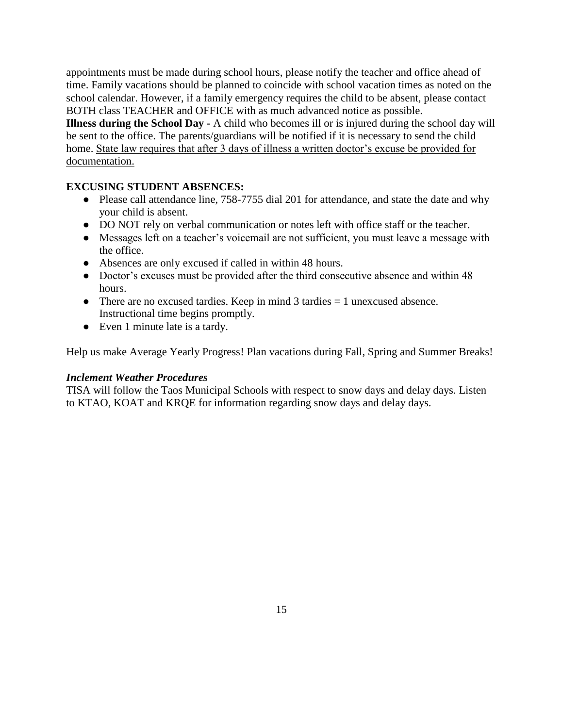appointments must be made during school hours, please notify the teacher and office ahead of time. Family vacations should be planned to coincide with school vacation times as noted on the school calendar. However, if a family emergency requires the child to be absent, please contact BOTH class TEACHER and OFFICE with as much advanced notice as possible.

**Illness during the School Day -** A child who becomes ill or is injured during the school day will be sent to the office. The parents/guardians will be notified if it is necessary to send the child home. <u>State law requires that after 3 days of illness a written doctor's excuse be provided for documentation.</u>

**EXCUSING STUDENT ABSENCES:**

- Please call attendance line, 758-7755 dial 201 for attendance, and state the date and why your child is absent.
- DO NOT rely on verbal communication or notes left with office staff or the teacher.
- Messages left on a teacher's voicemail are not sufficient, you must leave a message with the office.
- Absences are only excused if called in within 48 hours.
- Doctor's excuses must be provided after the third consecutive absence and within 48 hours.
- There are no excused tardies. Keep in mind 3 tardies = 1 unexcused absence. Instructional time begins promptly.
- Even 1 minute late is a tardy.

Help us make Average Yearly Progress! Plan vacations during Fall, Spring and Summer Breaks!

***Inclement Weather Procedures***

TISA will follow the Taos Municipal Schools with respect to snow days and delay days. Listen to KTAO, KOAT and KRQE for information regarding snow days and delay days.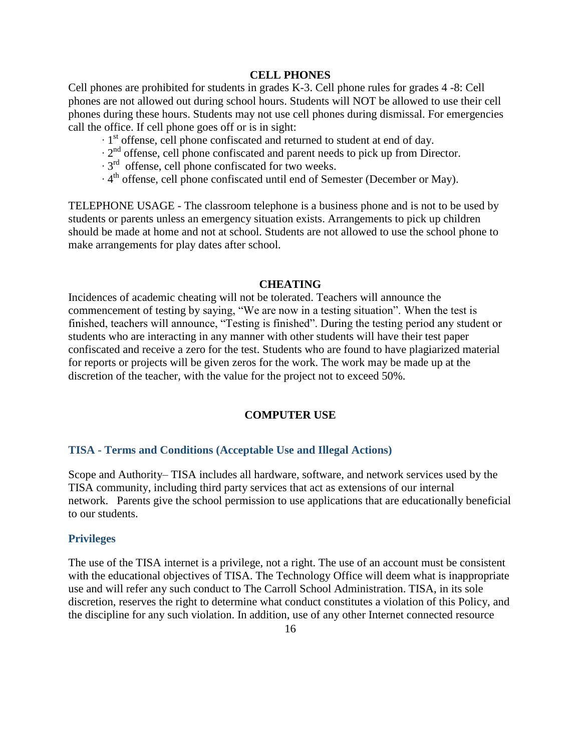## CELL PHONES

Cell phones are prohibited for students in grades K-3. Cell phone rules for grades 4 -8: Cell phones are not allowed out during school hours. Students will NOT be allowed to use their cell phones during these hours. Students may not use cell phones during dismissal. For emergencies call the office. If cell phone goes off or is in sight:

- 1st offense, cell phone confiscated and returned to student at end of day.
- 2nd offense, cell phone confiscated and parent needs to pick up from Director.
- 3rd offense, cell phone confiscated for two weeks.
- 4th offense, cell phone confiscated until end of Semester (December or May).

TELEPHONE USAGE - The classroom telephone is a business phone and is not to be used by students or parents unless an emergency situation exists. Arrangements to pick up children should be made at home and not at school. Students are not allowed to use the school phone to make arrangements for play dates after school.

## CHEATING

Incidences of academic cheating will not be tolerated. Teachers will announce the commencement of testing by saying, "We are now in a testing situation". When the test is finished, teachers will announce, "Testing is finished". During the testing period any student or students who are interacting in any manner with other students will have their test paper confiscated and receive a zero for the test. Students who are found to have plagiarized material for reports or projects will be given zeros for the work. The work may be made up at the discretion of the teacher, with the value for the project not to exceed 50%.

## COMPUTER USE

### TISA - Terms and Conditions (Acceptable Use and Illegal Actions)

Scope and Authority– TISA includes all hardware, software, and network services used by the TISA community, including third party services that act as extensions of our internal network. Parents give the school permission to use applications that are educationally beneficial to our students.

### Privileges

The use of the TISA internet is a privilege, not a right. The use of an account must be consistent with the educational objectives of TISA. The Technology Office will deem what is inappropriate use and will refer any such conduct to The Carroll School Administration. TISA, in its sole discretion, reserves the right to determine what conduct constitutes a violation of this Policy, and the discipline for any such violation. In addition, use of any other Internet connected resource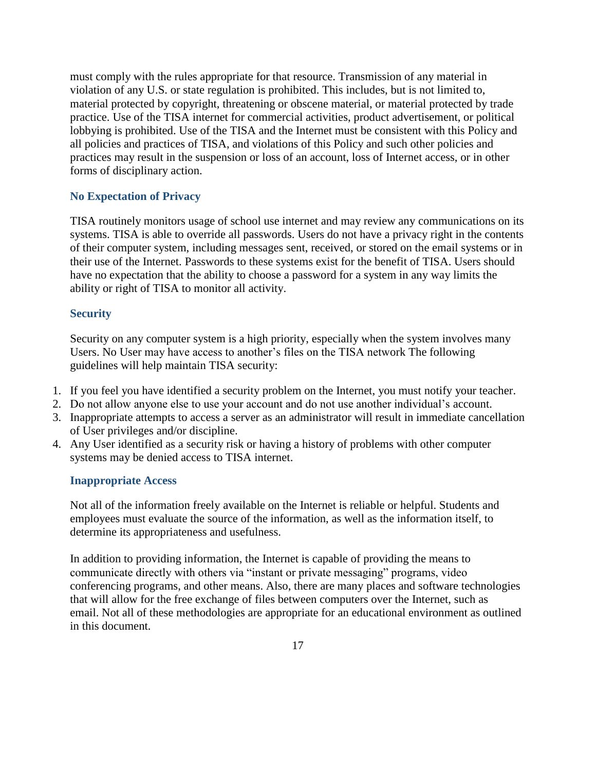must comply with the rules appropriate for that resource. Transmission of any material in violation of any U.S. or state regulation is prohibited. This includes, but is not limited to, material protected by copyright, threatening or obscene material, or material protected by trade practice. Use of the TISA internet for commercial activities, product advertisement, or political lobbying is prohibited. Use of the TISA and the Internet must be consistent with this Policy and all policies and practices of TISA, and violations of this Policy and such other policies and practices may result in the suspension or loss of an account, loss of Internet access, or in other forms of disciplinary action.

### No Expectation of Privacy

TISA routinely monitors usage of school use internet and may review any communications on its systems. TISA is able to override all passwords. Users do not have a privacy right in the contents of their computer system, including messages sent, received, or stored on the email systems or in their use of the Internet. Passwords to these systems exist for the benefit of TISA. Users should have no expectation that the ability to choose a password for a system in any way limits the ability or right of TISA to monitor all activity.

### Security

Security on any computer system is a high priority, especially when the system involves many Users. No User may have access to another's files on the TISA network The following guidelines will help maintain TISA security:

1. If you feel you have identified a security problem on the Internet, you must notify your teacher.
2. Do not allow anyone else to use your account and do not use another individual's account.
3. Inappropriate attempts to access a server as an administrator will result in immediate cancellation of User privileges and/or discipline.
4. Any User identified as a security risk or having a history of problems with other computer systems may be denied access to TISA internet.

### Inappropriate Access

Not all of the information freely available on the Internet is reliable or helpful. Students and employees must evaluate the source of the information, as well as the information itself, to determine its appropriateness and usefulness.

In addition to providing information, the Internet is capable of providing the means to communicate directly with others via "instant or private messaging" programs, video conferencing programs, and other means. Also, there are many places and software technologies that will allow for the free exchange of files between computers over the Internet, such as email. Not all of these methodologies are appropriate for an educational environment as outlined in this document.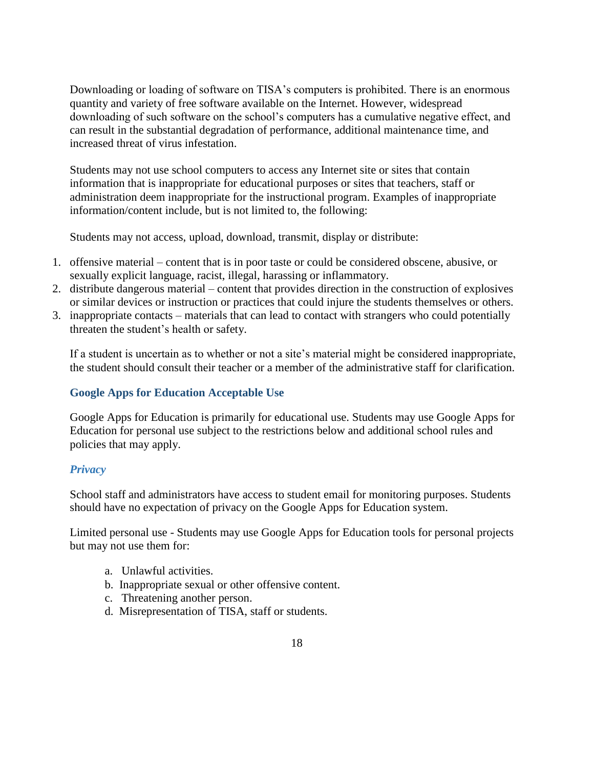Downloading or loading of software on TISA's computers is prohibited. There is an enormous quantity and variety of free software available on the Internet. However, widespread downloading of such software on the school's computers has a cumulative negative effect, and can result in the substantial degradation of performance, additional maintenance time, and increased threat of virus infestation.

Students may not use school computers to access any Internet site or sites that contain information that is inappropriate for educational purposes or sites that teachers, staff or administration deem inappropriate for the instructional program. Examples of inappropriate information/content include, but is not limited to, the following:

Students may not access, upload, download, transmit, display or distribute:

1. offensive material – content that is in poor taste or could be considered obscene, abusive, or sexually explicit language, racist, illegal, harassing or inflammatory.
2. distribute dangerous material – content that provides direction in the construction of explosives or similar devices or instruction or practices that could injure the students themselves or others.
3. inappropriate contacts – materials that can lead to contact with strangers who could potentially threaten the student's health or safety.

If a student is uncertain as to whether or not a site's material might be considered inappropriate, the student should consult their teacher or a member of the administrative staff for clarification.

### Google Apps for Education Acceptable Use

Google Apps for Education is primarily for educational use. Students may use Google Apps for Education for personal use subject to the restrictions below and additional school rules and policies that may apply.

#### *Privacy*

School staff and administrators have access to student email for monitoring purposes. Students should have no expectation of privacy on the Google Apps for Education system.

Limited personal use - Students may use Google Apps for Education tools for personal projects but may not use them for:

a. Unlawful activities.
b. Inappropriate sexual or other offensive content.
c. Threatening another person.
d. Misrepresentation of TISA, staff or students.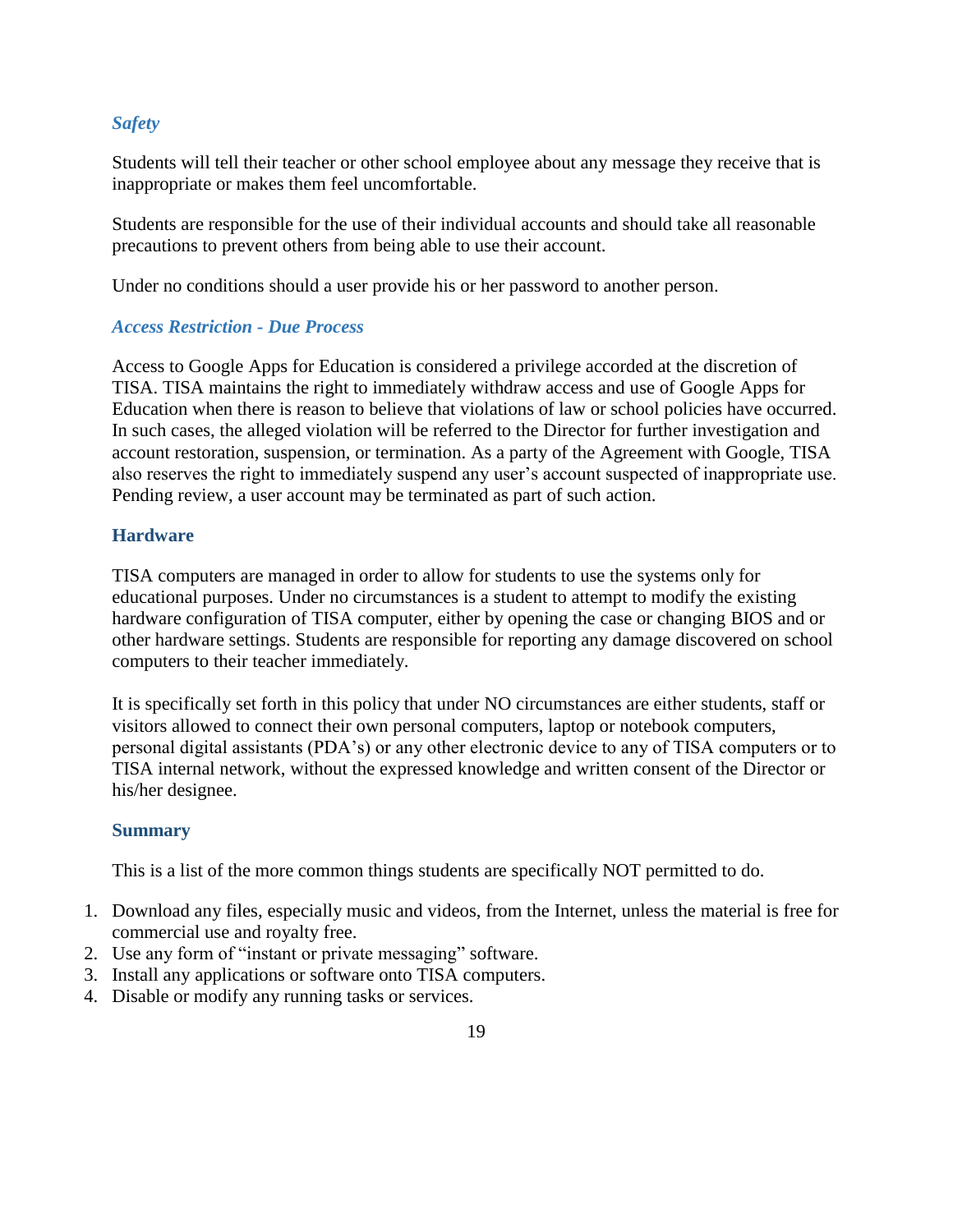### *Safety*

Students will tell their teacher or other school employee about any message they receive that is inappropriate or makes them feel uncomfortable.

Students are responsible for the use of their individual accounts and should take all reasonable precautions to prevent others from being able to use their account.

Under no conditions should a user provide his or her password to another person.

### *Access Restriction - Due Process*

Access to Google Apps for Education is considered a privilege accorded at the discretion of TISA. TISA maintains the right to immediately withdraw access and use of Google Apps for Education when there is reason to believe that violations of law or school policies have occurred. In such cases, the alleged violation will be referred to the Director for further investigation and account restoration, suspension, or termination. As a party of the Agreement with Google, TISA also reserves the right to immediately suspend any user's account suspected of inappropriate use. Pending review, a user account may be terminated as part of such action.

## Hardware

TISA computers are managed in order to allow for students to use the systems only for educational purposes. Under no circumstances is a student to attempt to modify the existing hardware configuration of TISA computer, either by opening the case or changing BIOS and or other hardware settings. Students are responsible for reporting any damage discovered on school computers to their teacher immediately.

It is specifically set forth in this policy that under NO circumstances are either students, staff or visitors allowed to connect their own personal computers, laptop or notebook computers, personal digital assistants (PDA's) or any other electronic device to any of TISA computers or to TISA internal network, without the expressed knowledge and written consent of the Director or his/her designee.

## Summary

This is a list of the more common things students are specifically NOT permitted to do.

1. Download any files, especially music and videos, from the Internet, unless the material is free for commercial use and royalty free.
2. Use any form of "instant or private messaging" software.
3. Install any applications or software onto TISA computers.
4. Disable or modify any running tasks or services.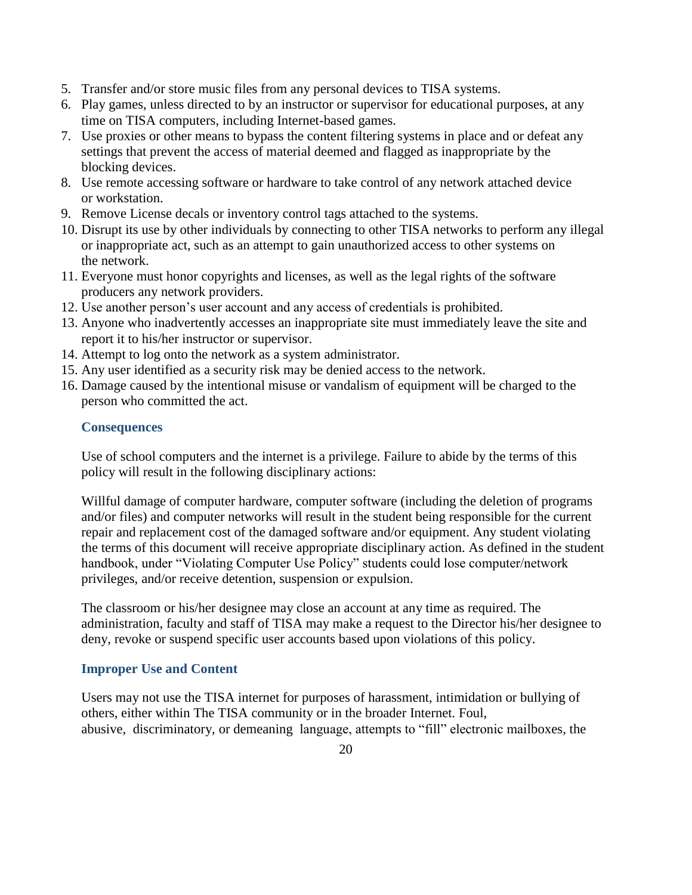5. Transfer and/or store music files from any personal devices to TISA systems.
6. Play games, unless directed to by an instructor or supervisor for educational purposes, at any time on TISA computers, including Internet-based games.
7. Use proxies or other means to bypass the content filtering systems in place and or defeat any settings that prevent the access of material deemed and flagged as inappropriate by the blocking devices.
8. Use remote accessing software or hardware to take control of any network attached device or workstation.
9. Remove License decals or inventory control tags attached to the systems.
10. Disrupt its use by other individuals by connecting to other TISA networks to perform any illegal or inappropriate act, such as an attempt to gain unauthorized access to other systems on the network.
11. Everyone must honor copyrights and licenses, as well as the legal rights of the software producers any network providers.
12. Use another person's user account and any access of credentials is prohibited.
13. Anyone who inadvertently accesses an inappropriate site must immediately leave the site and report it to his/her instructor or supervisor.
14. Attempt to log onto the network as a system administrator.
15. Any user identified as a security risk may be denied access to the network.
16. Damage caused by the intentional misuse or vandalism of equipment will be charged to the person who committed the act.

### Consequences

Use of school computers and the internet is a privilege. Failure to abide by the terms of this policy will result in the following disciplinary actions:

Willful damage of computer hardware, computer software (including the deletion of programs and/or files) and computer networks will result in the student being responsible for the current repair and replacement cost of the damaged software and/or equipment. Any student violating the terms of this document will receive appropriate disciplinary action. As defined in the student handbook, under "Violating Computer Use Policy" students could lose computer/network privileges, and/or receive detention, suspension or expulsion.

The classroom or his/her designee may close an account at any time as required. The administration, faculty and staff of TISA may make a request to the Director his/her designee to deny, revoke or suspend specific user accounts based upon violations of this policy.

### Improper Use and Content

Users may not use the TISA internet for purposes of harassment, intimidation or bullying of others, either within The TISA community or in the broader Internet. Foul, abusive, discriminatory, or demeaning language, attempts to "fill" electronic mailboxes, the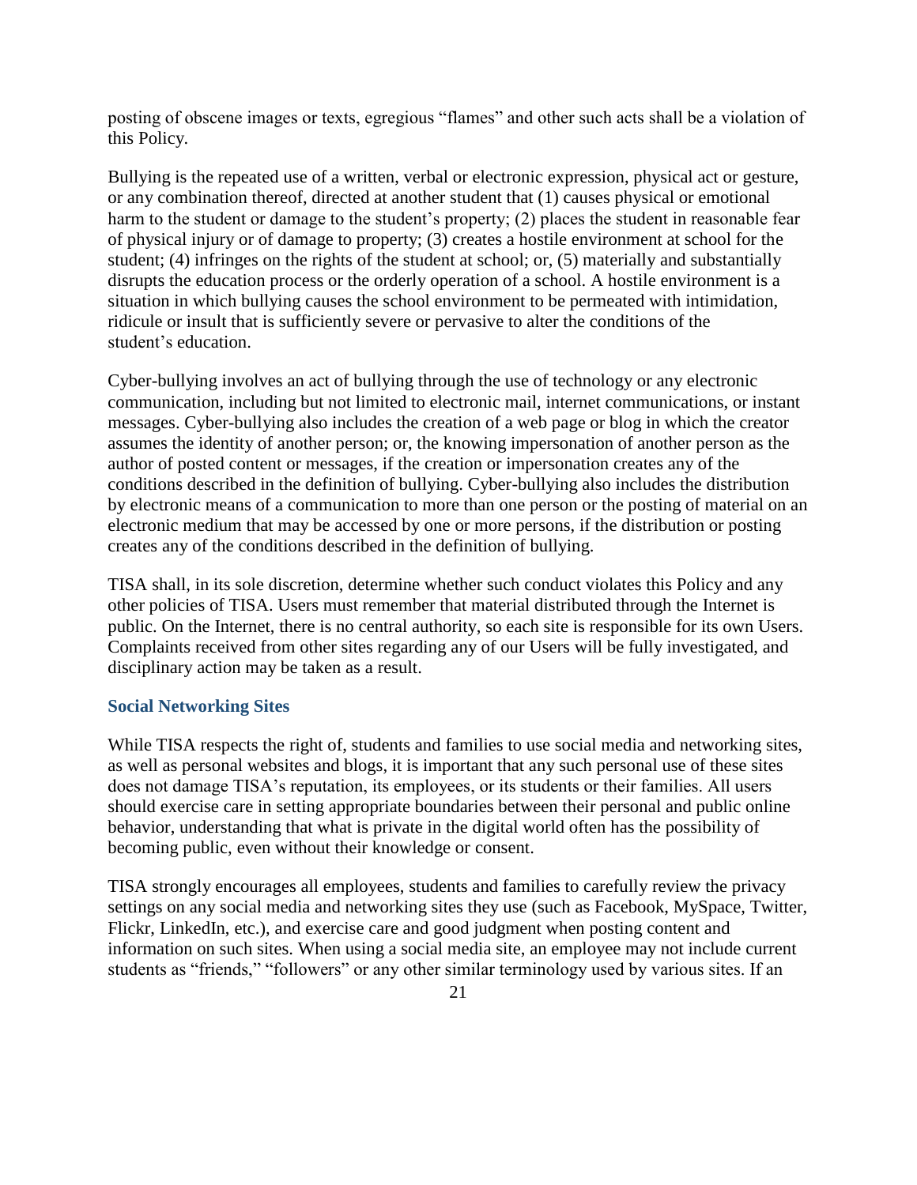posting of obscene images or texts, egregious "flames" and other such acts shall be a violation of this Policy.

Bullying is the repeated use of a written, verbal or electronic expression, physical act or gesture, or any combination thereof, directed at another student that (1) causes physical or emotional harm to the student or damage to the student's property; (2) places the student in reasonable fear of physical injury or of damage to property; (3) creates a hostile environment at school for the student; (4) infringes on the rights of the student at school; or, (5) materially and substantially disrupts the education process or the orderly operation of a school. A hostile environment is a situation in which bullying causes the school environment to be permeated with intimidation, ridicule or insult that is sufficiently severe or pervasive to alter the conditions of the student's education.

Cyber-bullying involves an act of bullying through the use of technology or any electronic communication, including but not limited to electronic mail, internet communications, or instant messages. Cyber-bullying also includes the creation of a web page or blog in which the creator assumes the identity of another person; or, the knowing impersonation of another person as the author of posted content or messages, if the creation or impersonation creates any of the conditions described in the definition of bullying. Cyber-bullying also includes the distribution by electronic means of a communication to more than one person or the posting of material on an electronic medium that may be accessed by one or more persons, if the distribution or posting creates any of the conditions described in the definition of bullying.

TISA shall, in its sole discretion, determine whether such conduct violates this Policy and any other policies of TISA. Users must remember that material distributed through the Internet is public. On the Internet, there is no central authority, so each site is responsible for its own Users. Complaints received from other sites regarding any of our Users will be fully investigated, and disciplinary action may be taken as a result.

### Social Networking Sites

While TISA respects the right of, students and families to use social media and networking sites, as well as personal websites and blogs, it is important that any such personal use of these sites does not damage TISA's reputation, its employees, or its students or their families. All users should exercise care in setting appropriate boundaries between their personal and public online behavior, understanding that what is private in the digital world often has the possibility of becoming public, even without their knowledge or consent.

TISA strongly encourages all employees, students and families to carefully review the privacy settings on any social media and networking sites they use (such as Facebook, MySpace, Twitter, Flickr, LinkedIn, etc.), and exercise care and good judgment when posting content and information on such sites. When using a social media site, an employee may not include current students as "friends," "followers" or any other similar terminology used by various sites. If an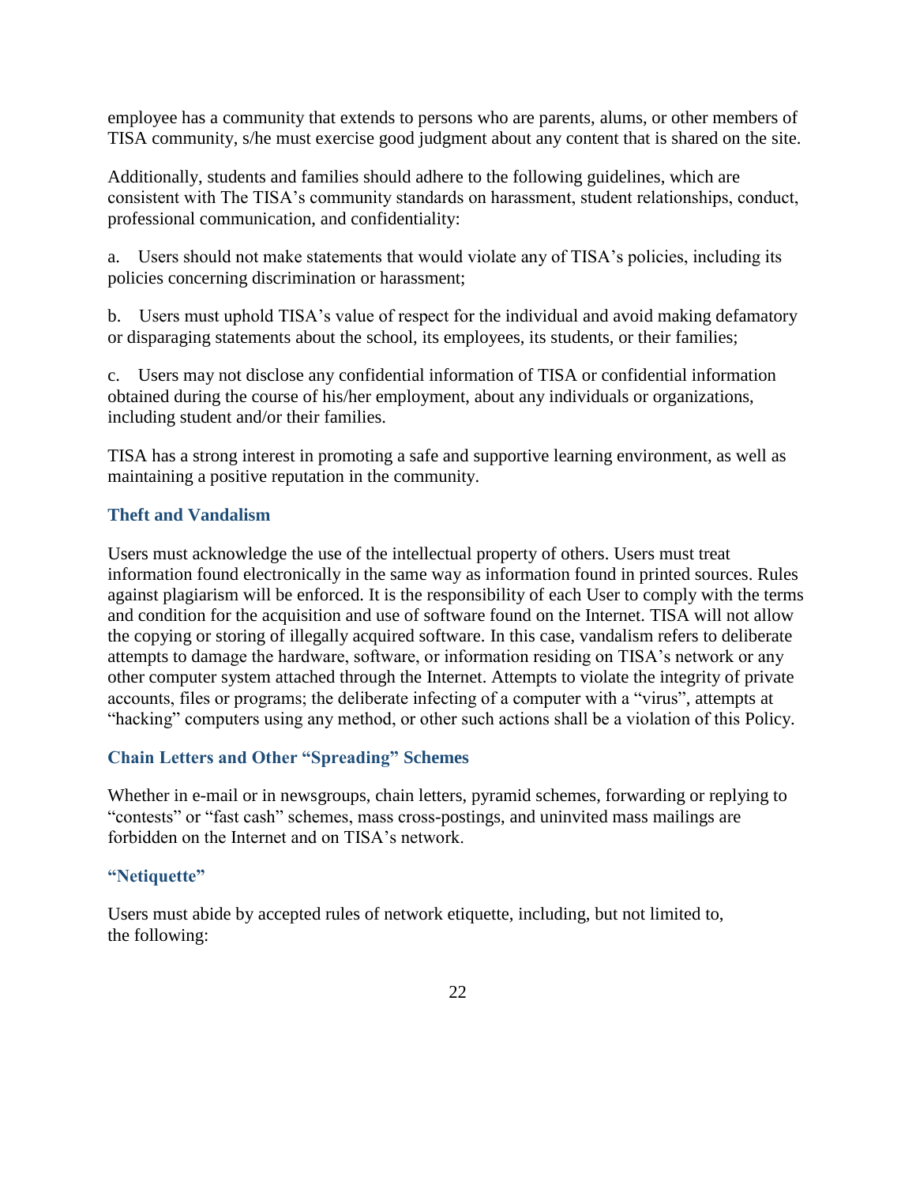employee has a community that extends to persons who are parents, alums, or other members of TISA community, s/he must exercise good judgment about any content that is shared on the site.

Additionally, students and families should adhere to the following guidelines, which are consistent with The TISA's community standards on harassment, student relationships, conduct, professional communication, and confidentiality:

a. Users should not make statements that would violate any of TISA's policies, including its policies concerning discrimination or harassment;

b. Users must uphold TISA's value of respect for the individual and avoid making defamatory or disparaging statements about the school, its employees, its students, or their families;

c. Users may not disclose any confidential information of TISA or confidential information obtained during the course of his/her employment, about any individuals or organizations, including student and/or their families.

TISA has a strong interest in promoting a safe and supportive learning environment, as well as maintaining a positive reputation in the community.

### Theft and Vandalism

Users must acknowledge the use of the intellectual property of others. Users must treat information found electronically in the same way as information found in printed sources. Rules against plagiarism will be enforced. It is the responsibility of each User to comply with the terms and condition for the acquisition and use of software found on the Internet. TISA will not allow the copying or storing of illegally acquired software. In this case, vandalism refers to deliberate attempts to damage the hardware, software, or information residing on TISA's network or any other computer system attached through the Internet. Attempts to violate the integrity of private accounts, files or programs; the deliberate infecting of a computer with a "virus", attempts at "hacking" computers using any method, or other such actions shall be a violation of this Policy.

### Chain Letters and Other "Spreading" Schemes

Whether in e-mail or in newsgroups, chain letters, pyramid schemes, forwarding or replying to "contests" or "fast cash" schemes, mass cross-postings, and uninvited mass mailings are forbidden on the Internet and on TISA's network.

### "Netiquette"

Users must abide by accepted rules of network etiquette, including, but not limited to, the following: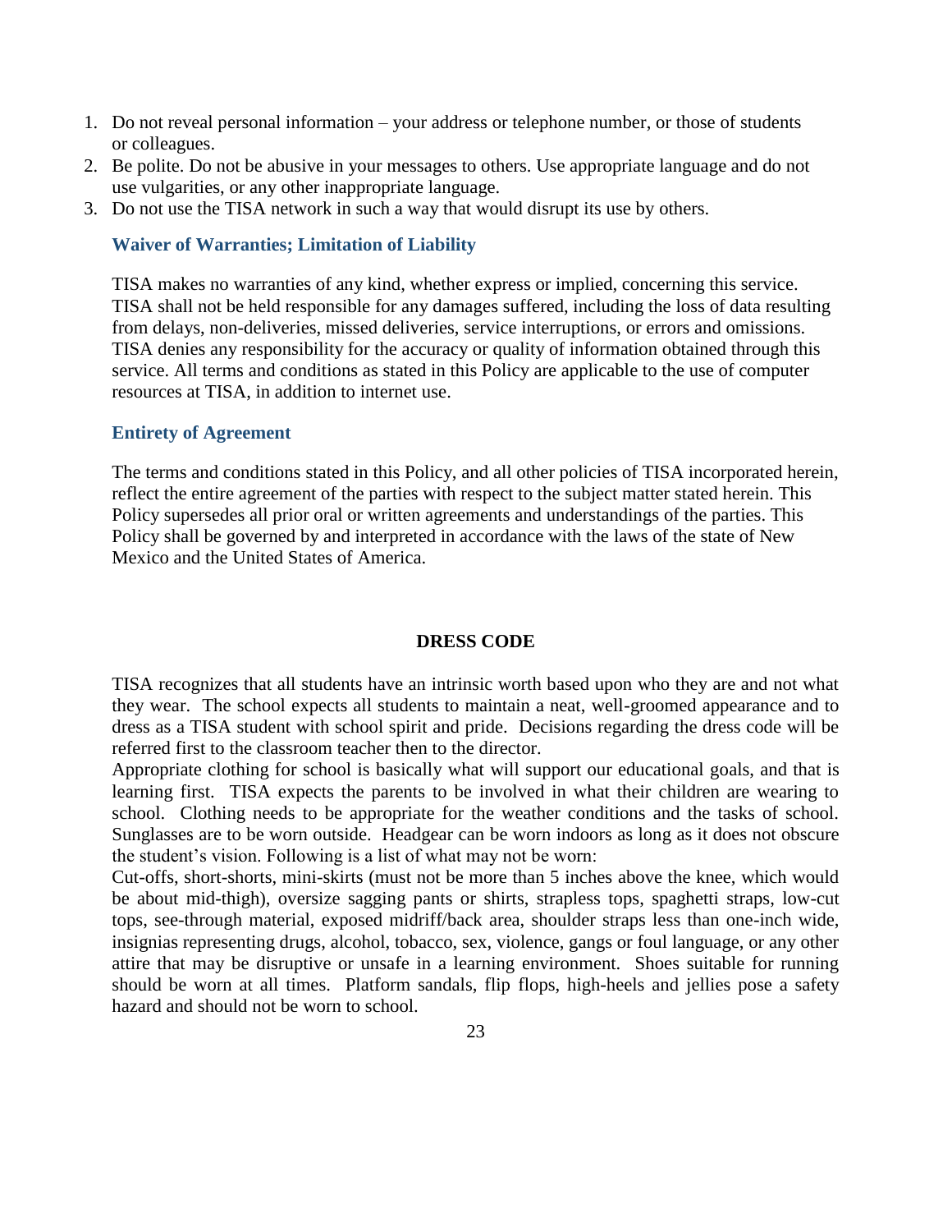1. Do not reveal personal information – your address or telephone number, or those of students or colleagues.
2. Be polite. Do not be abusive in your messages to others. Use appropriate language and do not use vulgarities, or any other inappropriate language.
3. Do not use the TISA network in such a way that would disrupt its use by others.

### Waiver of Warranties; Limitation of Liability

TISA makes no warranties of any kind, whether express or implied, concerning this service. TISA shall not be held responsible for any damages suffered, including the loss of data resulting from delays, non-deliveries, missed deliveries, service interruptions, or errors and omissions. TISA denies any responsibility for the accuracy or quality of information obtained through this service. All terms and conditions as stated in this Policy are applicable to the use of computer resources at TISA, in addition to internet use.

### Entirety of Agreement

The terms and conditions stated in this Policy, and all other policies of TISA incorporated herein, reflect the entire agreement of the parties with respect to the subject matter stated herein. This Policy supersedes all prior oral or written agreements and understandings of the parties. This Policy shall be governed by and interpreted in accordance with the laws of the state of New Mexico and the United States of America.

## DRESS CODE

TISA recognizes that all students have an intrinsic worth based upon who they are and not what they wear. The school expects all students to maintain a neat, well-groomed appearance and to dress as a TISA student with school spirit and pride. Decisions regarding the dress code will be referred first to the classroom teacher then to the director.

Appropriate clothing for school is basically what will support our educational goals, and that is learning first. TISA expects the parents to be involved in what their children are wearing to school. Clothing needs to be appropriate for the weather conditions and the tasks of school. Sunglasses are to be worn outside. Headgear can be worn indoors as long as it does not obscure the student's vision. Following is a list of what may not be worn:

Cut-offs, short-shorts, mini-skirts (must not be more than 5 inches above the knee, which would be about mid-thigh), oversize sagging pants or shirts, strapless tops, spaghetti straps, low-cut tops, see-through material, exposed midriff/back area, shoulder straps less than one-inch wide, insignias representing drugs, alcohol, tobacco, sex, violence, gangs or foul language, or any other attire that may be disruptive or unsafe in a learning environment. Shoes suitable for running should be worn at all times. Platform sandals, flip flops, high-heels and jellies pose a safety hazard and should not be worn to school.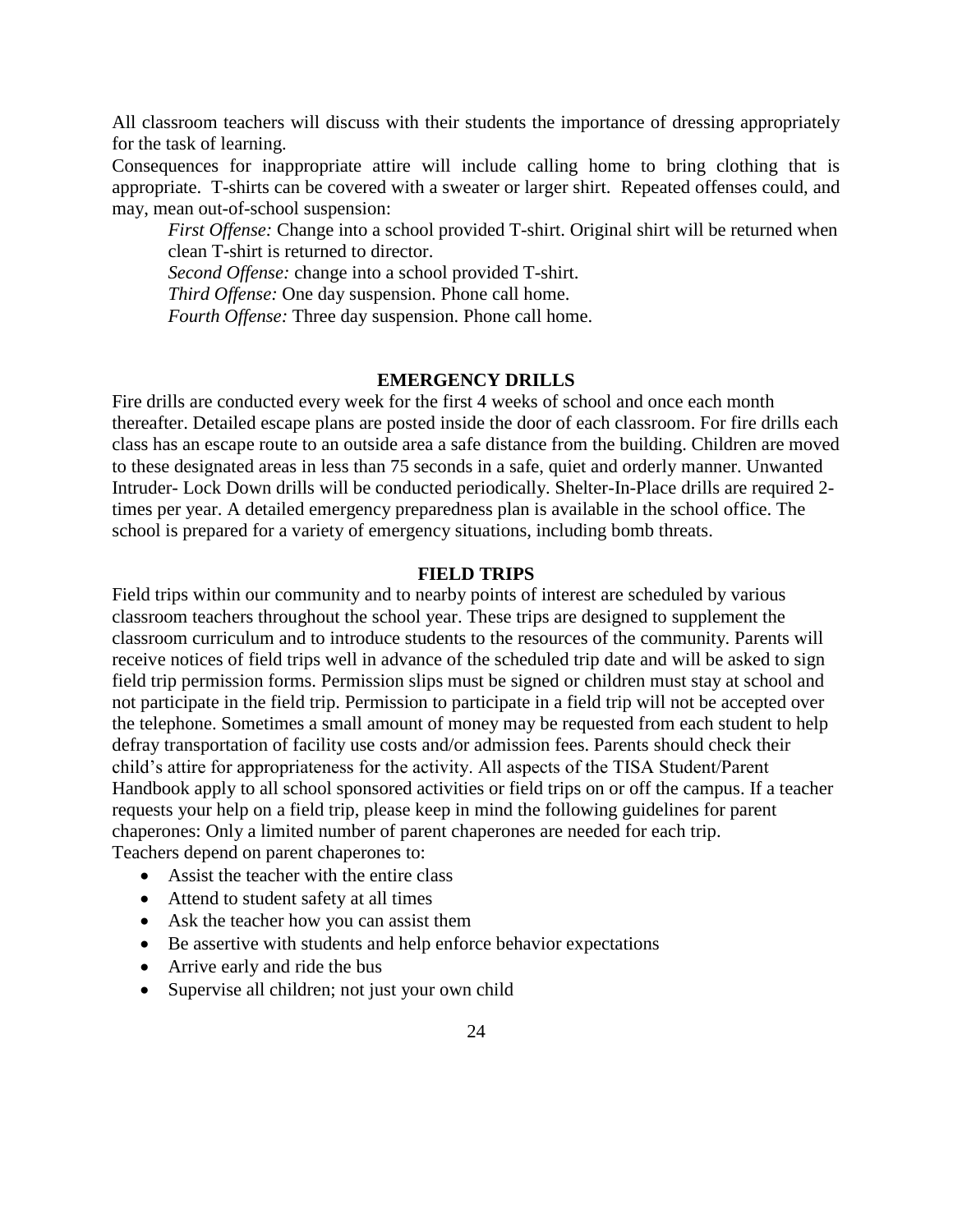All classroom teachers will discuss with their students the importance of dressing appropriately for the task of learning.

Consequences for inappropriate attire will include calling home to bring clothing that is appropriate. T-shirts can be covered with a sweater or larger shirt. Repeated offenses could, and may, mean out-of-school suspension:

> *First Offense:* Change into a school provided T-shirt. Original shirt will be returned when clean T-shirt is returned to director.
>
> *Second Offense:* change into a school provided T-shirt.
>
> *Third Offense:* One day suspension. Phone call home.
>
> *Fourth Offense:* Three day suspension. Phone call home.

## EMERGENCY DRILLS

Fire drills are conducted every week for the first 4 weeks of school and once each month thereafter. Detailed escape plans are posted inside the door of each classroom. For fire drills each class has an escape route to an outside area a safe distance from the building. Children are moved to these designated areas in less than 75 seconds in a safe, quiet and orderly manner. Unwanted Intruder- Lock Down drills will be conducted periodically. Shelter-In-Place drills are required 2-times per year. A detailed emergency preparedness plan is available in the school office. The school is prepared for a variety of emergency situations, including bomb threats.

## FIELD TRIPS

Field trips within our community and to nearby points of interest are scheduled by various classroom teachers throughout the school year. These trips are designed to supplement the classroom curriculum and to introduce students to the resources of the community. Parents will receive notices of field trips well in advance of the scheduled trip date and will be asked to sign field trip permission forms. Permission slips must be signed or children must stay at school and not participate in the field trip. Permission to participate in a field trip will not be accepted over the telephone. Sometimes a small amount of money may be requested from each student to help defray transportation of facility use costs and/or admission fees. Parents should check their child's attire for appropriateness for the activity. All aspects of the TISA Student/Parent Handbook apply to all school sponsored activities or field trips on or off the campus. If a teacher requests your help on a field trip, please keep in mind the following guidelines for parent chaperones: Only a limited number of parent chaperones are needed for each trip.

Teachers depend on parent chaperones to:

- Assist the teacher with the entire class
- Attend to student safety at all times
- Ask the teacher how you can assist them
- Be assertive with students and help enforce behavior expectations
- Arrive early and ride the bus
- Supervise all children; not just your own child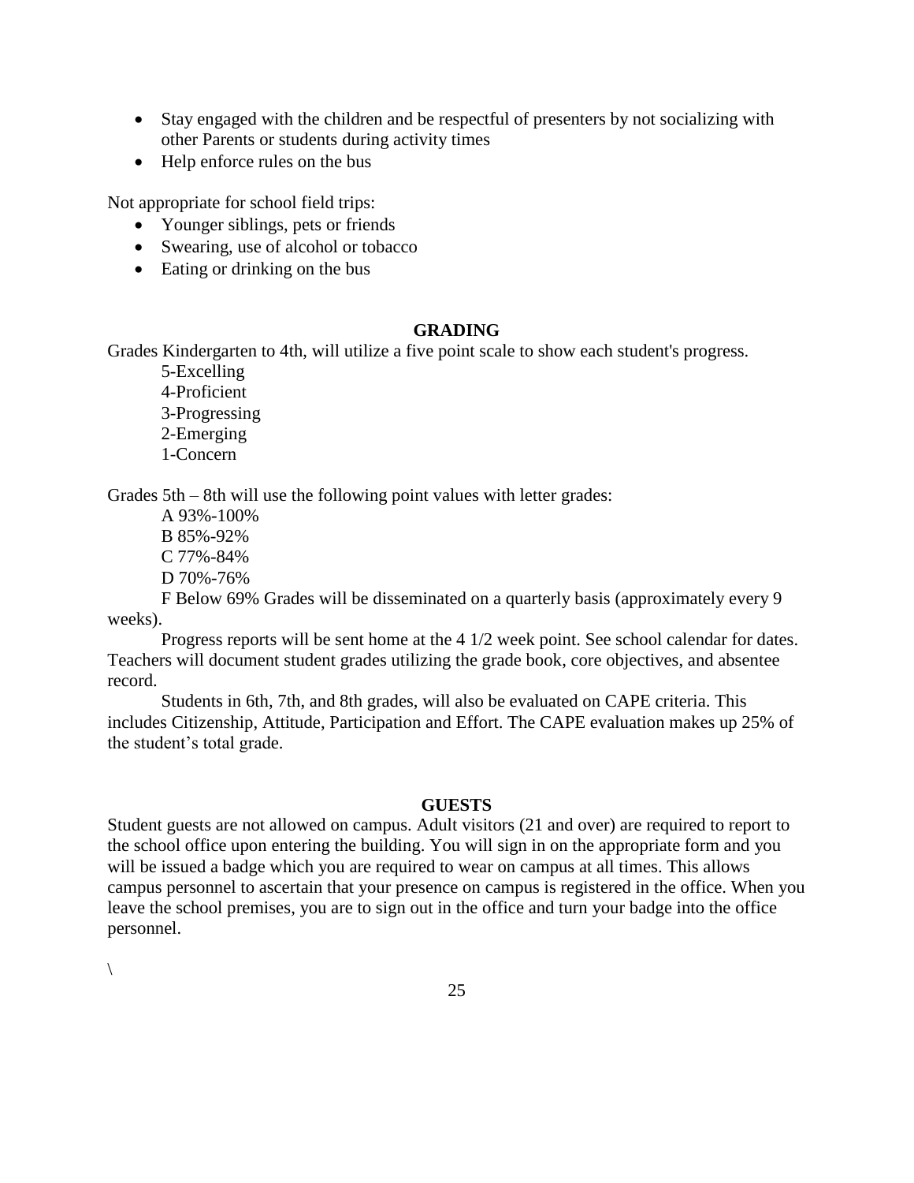- Stay engaged with the children and be respectful of presenters by not socializing with other Parents or students during activity times
- Help enforce rules on the bus

Not appropriate for school field trips:

- Younger siblings, pets or friends
- Swearing, use of alcohol or tobacco
- Eating or drinking on the bus

## GRADING

Grades Kindergarten to 4th, will utilize a five point scale to show each student's progress.

5-Excelling
4-Proficient
3-Progressing
2-Emerging
1-Concern

Grades 5th – 8th will use the following point values with letter grades:

A 93%-100%
B 85%-92%
C 77%-84%
D 70%-76%
F Below 69% Grades will be disseminated on a quarterly basis (approximately every 9 weeks).

Progress reports will be sent home at the 4 1/2 week point. See school calendar for dates. Teachers will document student grades utilizing the grade book, core objectives, and absentee record.

Students in 6th, 7th, and 8th grades, will also be evaluated on CAPE criteria. This includes Citizenship, Attitude, Participation and Effort. The CAPE evaluation makes up 25% of the student's total grade.

## GUESTS

Student guests are not allowed on campus. Adult visitors (21 and over) are required to report to the school office upon entering the building. You will sign in on the appropriate form and you will be issued a badge which you are required to wear on campus at all times. This allows campus personnel to ascertain that your presence on campus is registered in the office. When you leave the school premises, you are to sign out in the office and turn your badge into the office personnel.

\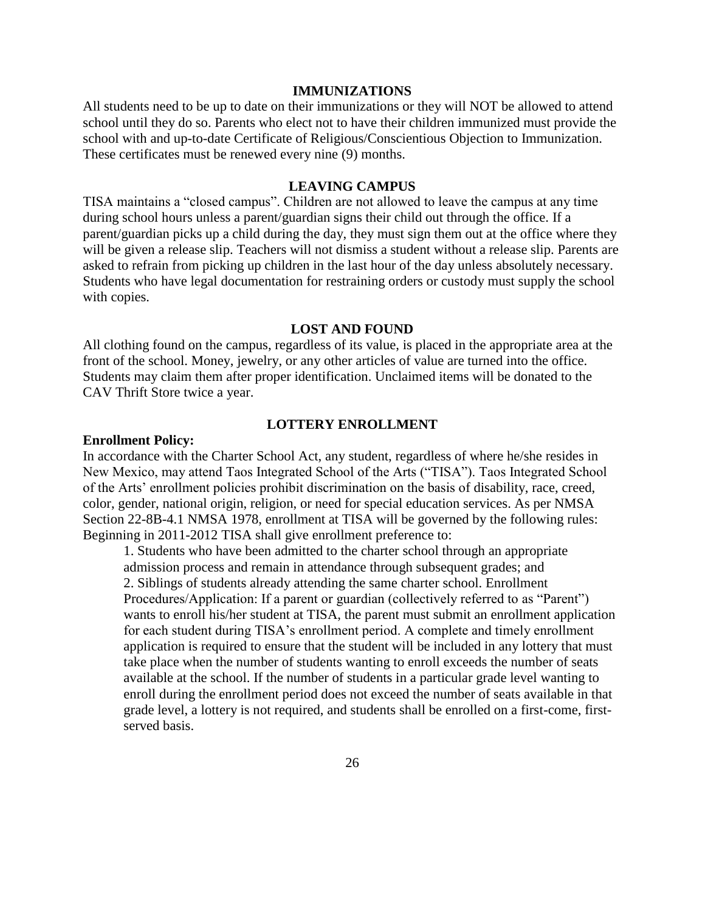## IMMUNIZATIONS

All students need to be up to date on their immunizations or they will NOT be allowed to attend school until they do so. Parents who elect not to have their children immunized must provide the school with and up-to-date Certificate of Religious/Conscientious Objection to Immunization. These certificates must be renewed every nine (9) months.

## LEAVING CAMPUS

TISA maintains a "closed campus". Children are not allowed to leave the campus at any time during school hours unless a parent/guardian signs their child out through the office. If a parent/guardian picks up a child during the day, they must sign them out at the office where they will be given a release slip. Teachers will not dismiss a student without a release slip. Parents are asked to refrain from picking up children in the last hour of the day unless absolutely necessary. Students who have legal documentation for restraining orders or custody must supply the school with copies.

## LOST AND FOUND

All clothing found on the campus, regardless of its value, is placed in the appropriate area at the front of the school. Money, jewelry, or any other articles of value are turned into the office. Students may claim them after proper identification. Unclaimed items will be donated to the CAV Thrift Store twice a year.

## LOTTERY ENROLLMENT

**Enrollment Policy:**

In accordance with the Charter School Act, any student, regardless of where he/she resides in New Mexico, may attend Taos Integrated School of the Arts ("TISA"). Taos Integrated School of the Arts' enrollment policies prohibit discrimination on the basis of disability, race, creed, color, gender, national origin, religion, or need for special education services. As per NMSA Section 22-8B-4.1 NMSA 1978, enrollment at TISA will be governed by the following rules: Beginning in 2011-2012 TISA shall give enrollment preference to:

1. Students who have been admitted to the charter school through an appropriate admission process and remain in attendance through subsequent grades; and
2. Siblings of students already attending the same charter school. Enrollment Procedures/Application: If a parent or guardian (collectively referred to as "Parent") wants to enroll his/her student at TISA, the parent must submit an enrollment application for each student during TISA's enrollment period. A complete and timely enrollment application is required to ensure that the student will be included in any lottery that must take place when the number of students wanting to enroll exceeds the number of seats available at the school. If the number of students in a particular grade level wanting to enroll during the enrollment period does not exceed the number of seats available in that grade level, a lottery is not required, and students shall be enrolled on a first-come, first-served basis.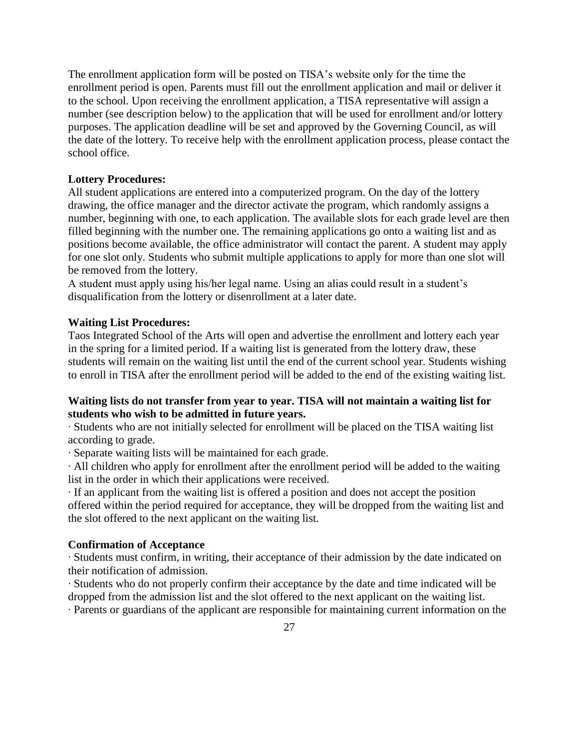The enrollment application form will be posted on TISA's website only for the time the enrollment period is open. Parents must fill out the enrollment application and mail or deliver it to the school. Upon receiving the enrollment application, a TISA representative will assign a number (see description below) to the application that will be used for enrollment and/or lottery purposes. The application deadline will be set and approved by the Governing Council, as will the date of the lottery. To receive help with the enrollment application process, please contact the school office.

**Lottery Procedures:**
All student applications are entered into a computerized program. On the day of the lottery drawing, the office manager and the director activate the program, which randomly assigns a number, beginning with one, to each application. The available slots for each grade level are then filled beginning with the number one. The remaining applications go onto a waiting list and as positions become available, the office administrator will contact the parent. A student may apply for one slot only. Students who submit multiple applications to apply for more than one slot will be removed from the lottery.
A student must apply using his/her legal name. Using an alias could result in a student's disqualification from the lottery or disenrollment at a later date.

**Waiting List Procedures:**
Taos Integrated School of the Arts will open and advertise the enrollment and lottery each year in the spring for a limited period. If a waiting list is generated from the lottery draw, these students will remain on the waiting list until the end of the current school year. Students wishing to enroll in TISA after the enrollment period will be added to the end of the existing waiting list.

**Waiting lists do not transfer from year to year. TISA will not maintain a waiting list for students who wish to be admitted in future years.**

· Students who are not initially selected for enrollment will be placed on the TISA waiting list according to grade.
· Separate waiting lists will be maintained for each grade.
· All children who apply for enrollment after the enrollment period will be added to the waiting list in the order in which their applications were received.
· If an applicant from the waiting list is offered a position and does not accept the position offered within the period required for acceptance, they will be dropped from the waiting list and the slot offered to the next applicant on the waiting list.

**Confirmation of Acceptance**

· Students must confirm, in writing, their acceptance of their admission by the date indicated on their notification of admission.
· Students who do not properly confirm their acceptance by the date and time indicated will be dropped from the admission list and the slot offered to the next applicant on the waiting list.
· Parents or guardians of the applicant are responsible for maintaining current information on the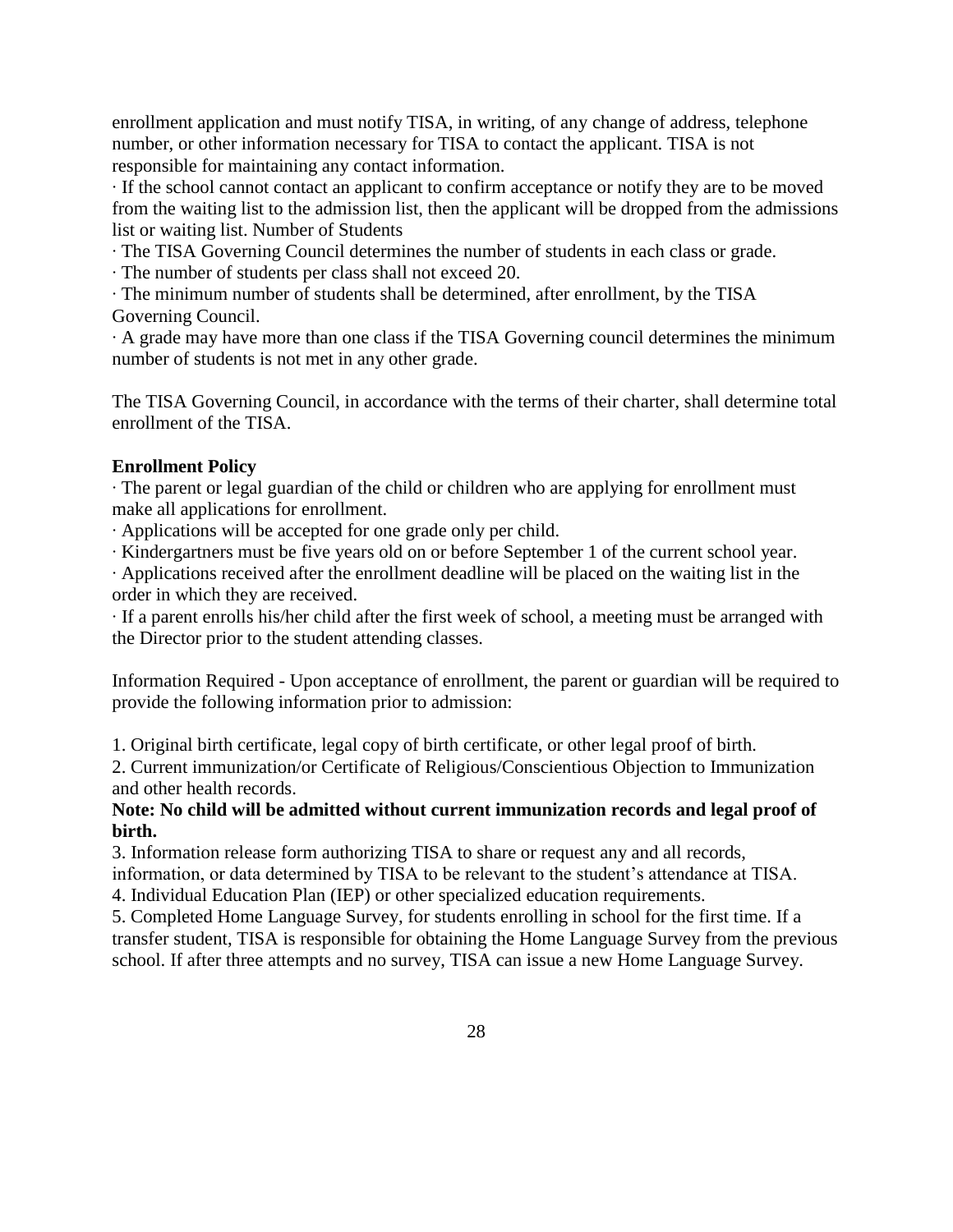enrollment application and must notify TISA, in writing, of any change of address, telephone number, or other information necessary for TISA to contact the applicant. TISA is not responsible for maintaining any contact information.

· If the school cannot contact an applicant to confirm acceptance or notify they are to be moved from the waiting list to the admission list, then the applicant will be dropped from the admissions list or waiting list. Number of Students

· The TISA Governing Council determines the number of students in each class or grade.

· The number of students per class shall not exceed 20.

· The minimum number of students shall be determined, after enrollment, by the TISA Governing Council.

· A grade may have more than one class if the TISA Governing council determines the minimum number of students is not met in any other grade.

The TISA Governing Council, in accordance with the terms of their charter, shall determine total enrollment of the TISA.

**Enrollment Policy**

· The parent or legal guardian of the child or children who are applying for enrollment must make all applications for enrollment.

· Applications will be accepted for one grade only per child.

· Kindergartners must be five years old on or before September 1 of the current school year.

· Applications received after the enrollment deadline will be placed on the waiting list in the order in which they are received.

· If a parent enrolls his/her child after the first week of school, a meeting must be arranged with the Director prior to the student attending classes.

Information Required - Upon acceptance of enrollment, the parent or guardian will be required to provide the following information prior to admission:

1. Original birth certificate, legal copy of birth certificate, or other legal proof of birth.
2. Current immunization/or Certificate of Religious/Conscientious Objection to Immunization and other health records.

**Note: No child will be admitted without current immunization records and legal proof of birth.**

3. Information release form authorizing TISA to share or request any and all records, information, or data determined by TISA to be relevant to the student's attendance at TISA.
4. Individual Education Plan (IEP) or other specialized education requirements.
5. Completed Home Language Survey, for students enrolling in school for the first time. If a transfer student, TISA is responsible for obtaining the Home Language Survey from the previous school. If after three attempts and no survey, TISA can issue a new Home Language Survey.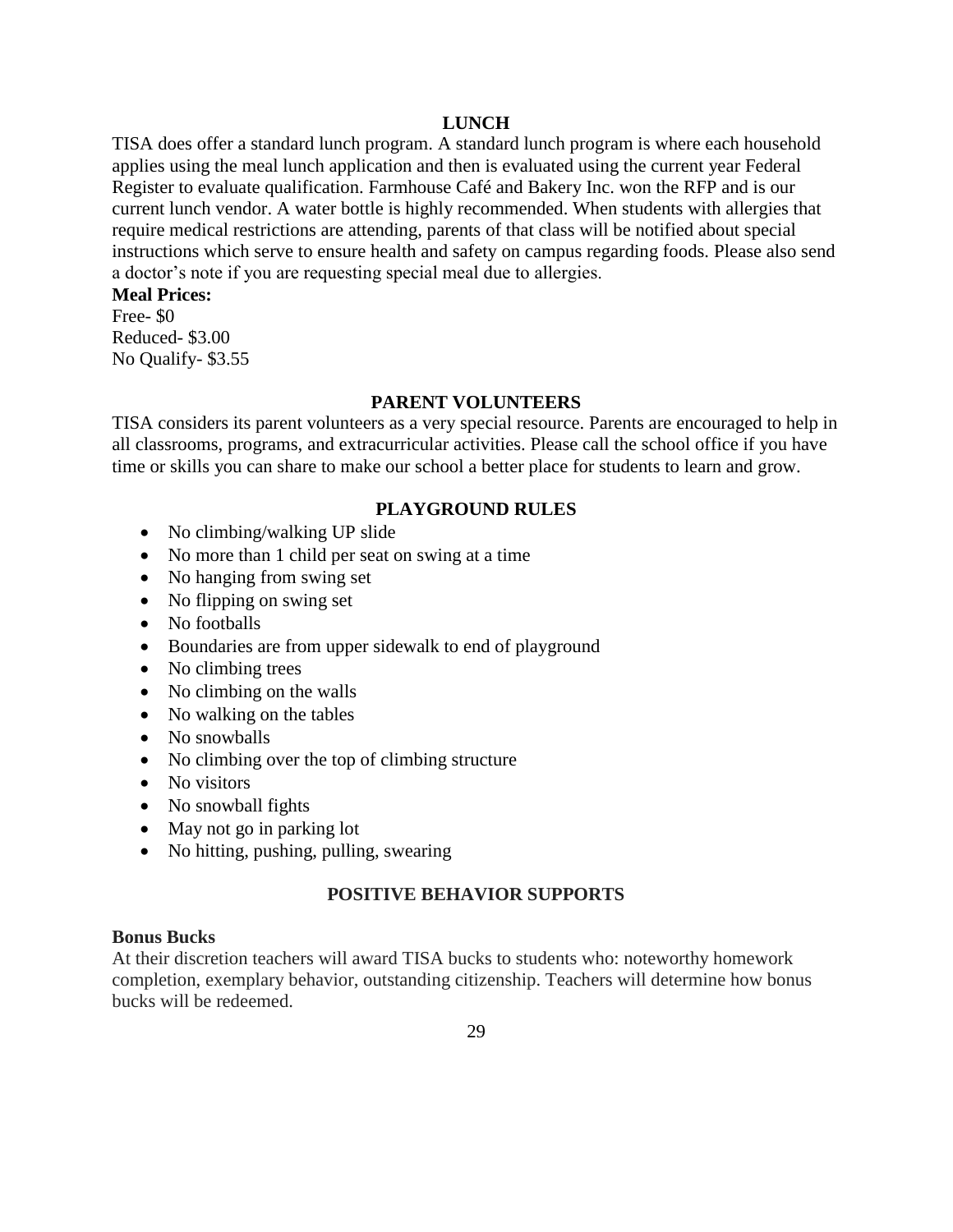## LUNCH

TISA does offer a standard lunch program. A standard lunch program is where each household applies using the meal lunch application and then is evaluated using the current year Federal Register to evaluate qualification. Farmhouse Café and Bakery Inc. won the RFP and is our current lunch vendor. A water bottle is highly recommended. When students with allergies that require medical restrictions are attending, parents of that class will be notified about special instructions which serve to ensure health and safety on campus regarding foods. Please also send a doctor's note if you are requesting special meal due to allergies.

**Meal Prices:**

Free- $0
Reduced- $3.00
No Qualify- $3.55

## PARENT VOLUNTEERS

TISA considers its parent volunteers as a very special resource. Parents are encouraged to help in all classrooms, programs, and extracurricular activities. Please call the school office if you have time or skills you can share to make our school a better place for students to learn and grow.

## PLAYGROUND RULES

- No climbing/walking UP slide
- No more than 1 child per seat on swing at a time
- No hanging from swing set
- No flipping on swing set
- No footballs
- Boundaries are from upper sidewalk to end of playground
- No climbing trees
- No climbing on the walls
- No walking on the tables
- No snowballs
- No climbing over the top of climbing structure
- No visitors
- No snowball fights
- May not go in parking lot
- No hitting, pushing, pulling, swearing

## POSITIVE BEHAVIOR SUPPORTS

**Bonus Bucks**

At their discretion teachers will award TISA bucks to students who: noteworthy homework completion, exemplary behavior, outstanding citizenship. Teachers will determine how bonus bucks will be redeemed.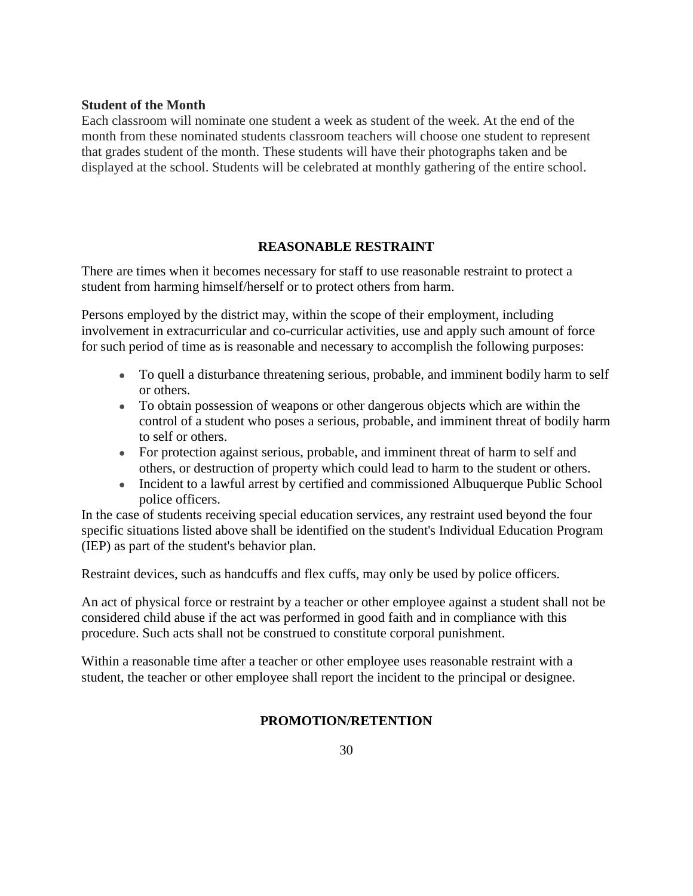**Student of the Month**

Each classroom will nominate one student a week as student of the week. At the end of the month from these nominated students classroom teachers will choose one student to represent that grades student of the month. These students will have their photographs taken and be displayed at the school. Students will be celebrated at monthly gathering of the entire school.

## REASONABLE RESTRAINT

There are times when it becomes necessary for staff to use reasonable restraint to protect a student from harming himself/herself or to protect others from harm.

Persons employed by the district may, within the scope of their employment, including involvement in extracurricular and co-curricular activities, use and apply such amount of force for such period of time as is reasonable and necessary to accomplish the following purposes:

- To quell a disturbance threatening serious, probable, and imminent bodily harm to self or others.
- To obtain possession of weapons or other dangerous objects which are within the control of a student who poses a serious, probable, and imminent threat of bodily harm to self or others.
- For protection against serious, probable, and imminent threat of harm to self and others, or destruction of property which could lead to harm to the student or others.
- Incident to a lawful arrest by certified and commissioned Albuquerque Public School police officers.

In the case of students receiving special education services, any restraint used beyond the four specific situations listed above shall be identified on the student's Individual Education Program (IEP) as part of the student's behavior plan.

Restraint devices, such as handcuffs and flex cuffs, may only be used by police officers.

An act of physical force or restraint by a teacher or other employee against a student shall not be considered child abuse if the act was performed in good faith and in compliance with this procedure. Such acts shall not be construed to constitute corporal punishment.

Within a reasonable time after a teacher or other employee uses reasonable restraint with a student, the teacher or other employee shall report the incident to the principal or designee.

## PROMOTION/RETENTION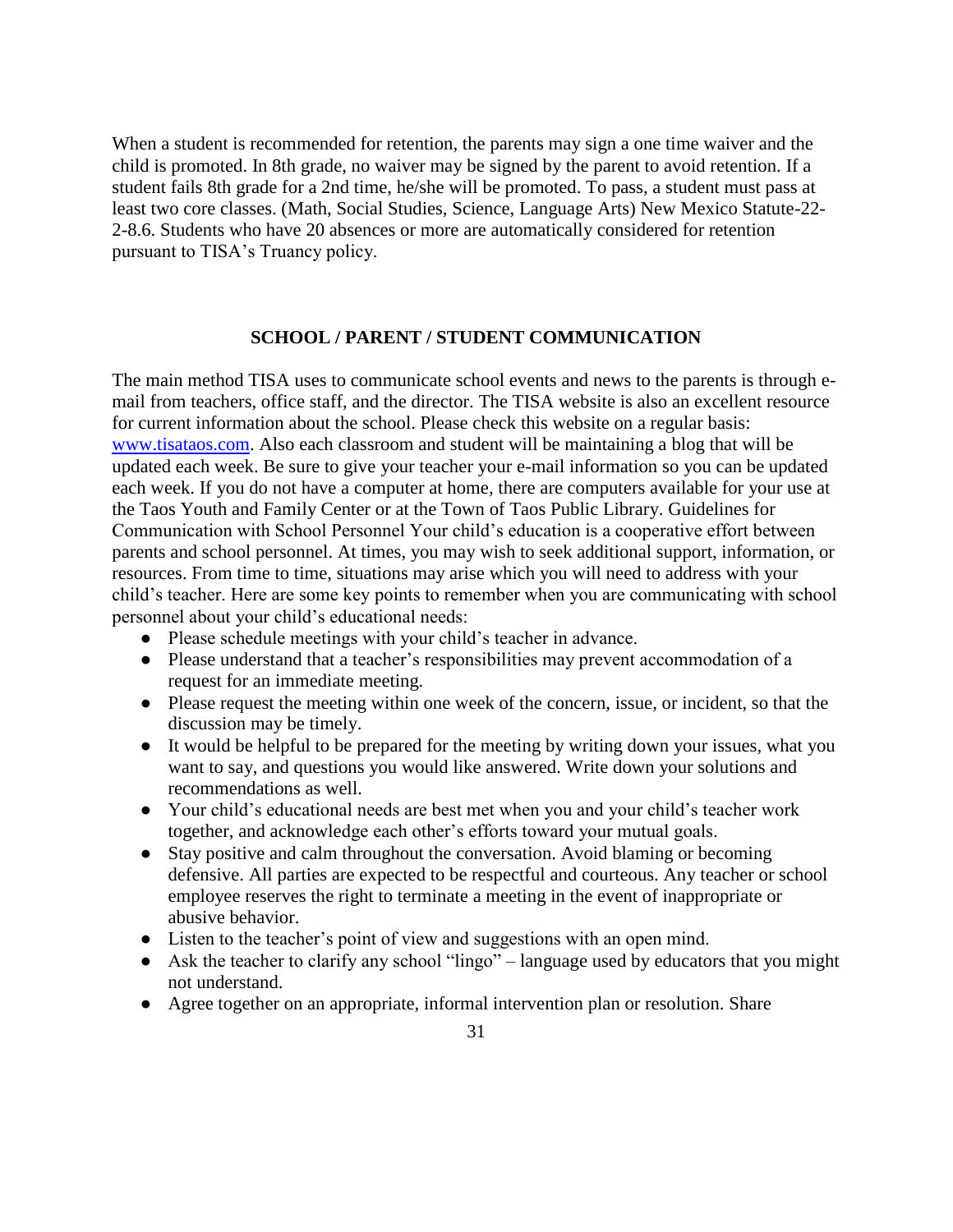When a student is recommended for retention, the parents may sign a one time waiver and the child is promoted. In 8th grade, no waiver may be signed by the parent to avoid retention. If a student fails 8th grade for a 2nd time, he/she will be promoted. To pass, a student must pass at least two core classes. (Math, Social Studies, Science, Language Arts) New Mexico Statute-22-2-8.6. Students who have 20 absences or more are automatically considered for retention pursuant to TISA's Truancy policy.

## SCHOOL / PARENT / STUDENT COMMUNICATION

The main method TISA uses to communicate school events and news to the parents is through e-mail from teachers, office staff, and the director. The TISA website is also an excellent resource for current information about the school. Please check this website on a regular basis: www.tisataos.com. Also each classroom and student will be maintaining a blog that will be updated each week. Be sure to give your teacher your e-mail information so you can be updated each week. If you do not have a computer at home, there are computers available for your use at the Taos Youth and Family Center or at the Town of Taos Public Library. Guidelines for Communication with School Personnel Your child's education is a cooperative effort between parents and school personnel. At times, you may wish to seek additional support, information, or resources. From time to time, situations may arise which you will need to address with your child's teacher. Here are some key points to remember when you are communicating with school personnel about your child's educational needs:

- Please schedule meetings with your child's teacher in advance.
- Please understand that a teacher's responsibilities may prevent accommodation of a request for an immediate meeting.
- Please request the meeting within one week of the concern, issue, or incident, so that the discussion may be timely.
- It would be helpful to be prepared for the meeting by writing down your issues, what you want to say, and questions you would like answered. Write down your solutions and recommendations as well.
- Your child's educational needs are best met when you and your child's teacher work together, and acknowledge each other's efforts toward your mutual goals.
- Stay positive and calm throughout the conversation. Avoid blaming or becoming defensive. All parties are expected to be respectful and courteous. Any teacher or school employee reserves the right to terminate a meeting in the event of inappropriate or abusive behavior.
- Listen to the teacher's point of view and suggestions with an open mind.
- Ask the teacher to clarify any school "lingo" – language used by educators that you might not understand.
- Agree together on an appropriate, informal intervention plan or resolution. Share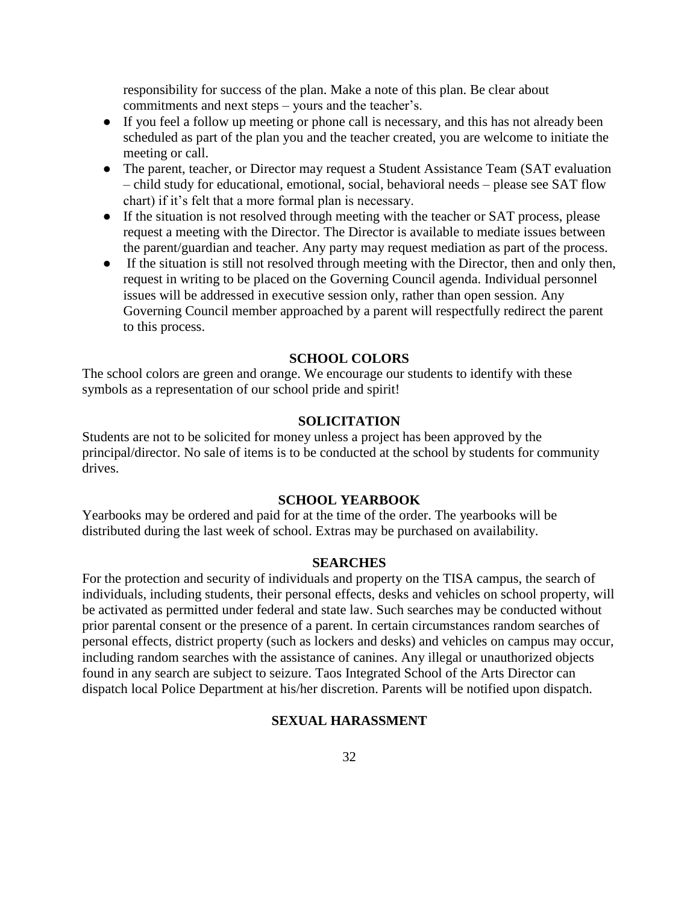responsibility for success of the plan. Make a note of this plan. Be clear about commitments and next steps – yours and the teacher's.

- If you feel a follow up meeting or phone call is necessary, and this has not already been scheduled as part of the plan you and the teacher created, you are welcome to initiate the meeting or call.
- The parent, teacher, or Director may request a Student Assistance Team (SAT evaluation – child study for educational, emotional, social, behavioral needs – please see SAT flow chart) if it's felt that a more formal plan is necessary.
- If the situation is not resolved through meeting with the teacher or SAT process, please request a meeting with the Director. The Director is available to mediate issues between the parent/guardian and teacher. Any party may request mediation as part of the process.
- If the situation is still not resolved through meeting with the Director, then and only then, request in writing to be placed on the Governing Council agenda. Individual personnel issues will be addressed in executive session only, rather than open session. Any Governing Council member approached by a parent will respectfully redirect the parent to this process.

## SCHOOL COLORS

The school colors are green and orange. We encourage our students to identify with these symbols as a representation of our school pride and spirit!

## SOLICITATION

Students are not to be solicited for money unless a project has been approved by the principal/director. No sale of items is to be conducted at the school by students for community drives.

## SCHOOL YEARBOOK

Yearbooks may be ordered and paid for at the time of the order. The yearbooks will be distributed during the last week of school. Extras may be purchased on availability.

## SEARCHES

For the protection and security of individuals and property on the TISA campus, the search of individuals, including students, their personal effects, desks and vehicles on school property, will be activated as permitted under federal and state law. Such searches may be conducted without prior parental consent or the presence of a parent. In certain circumstances random searches of personal effects, district property (such as lockers and desks) and vehicles on campus may occur, including random searches with the assistance of canines. Any illegal or unauthorized objects found in any search are subject to seizure. Taos Integrated School of the Arts Director can dispatch local Police Department at his/her discretion. Parents will be notified upon dispatch.

## SEXUAL HARASSMENT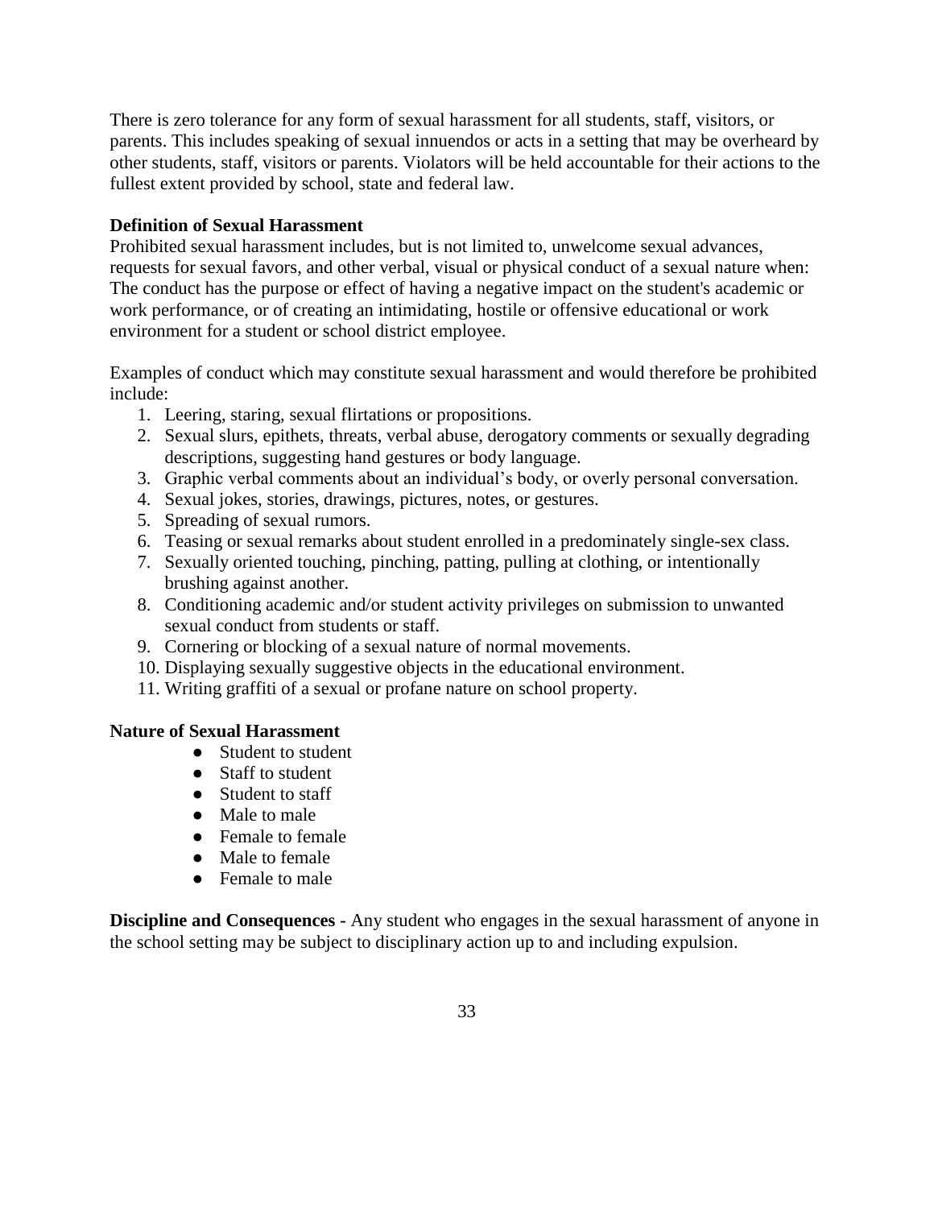There is zero tolerance for any form of sexual harassment for all students, staff, visitors, or parents. This includes speaking of sexual innuendos or acts in a setting that may be overheard by other students, staff, visitors or parents. Violators will be held accountable for their actions to the fullest extent provided by school, state and federal law.

**Definition of Sexual Harassment**

Prohibited sexual harassment includes, but is not limited to, unwelcome sexual advances, requests for sexual favors, and other verbal, visual or physical conduct of a sexual nature when: The conduct has the purpose or effect of having a negative impact on the student's academic or work performance, or of creating an intimidating, hostile or offensive educational or work environment for a student or school district employee.

Examples of conduct which may constitute sexual harassment and would therefore be prohibited include:

1. Leering, staring, sexual flirtations or propositions.
2. Sexual slurs, epithets, threats, verbal abuse, derogatory comments or sexually degrading descriptions, suggesting hand gestures or body language.
3. Graphic verbal comments about an individual's body, or overly personal conversation.
4. Sexual jokes, stories, drawings, pictures, notes, or gestures.
5. Spreading of sexual rumors.
6. Teasing or sexual remarks about student enrolled in a predominately single-sex class.
7. Sexually oriented touching, pinching, patting, pulling at clothing, or intentionally brushing against another.
8. Conditioning academic and/or student activity privileges on submission to unwanted sexual conduct from students or staff.
9. Cornering or blocking of a sexual nature of normal movements.
10. Displaying sexually suggestive objects in the educational environment.
11. Writing graffiti of a sexual or profane nature on school property.

**Nature of Sexual Harassment**

- Student to student
- Staff to student
- Student to staff
- Male to male
- Female to female
- Male to female
- Female to male

**Discipline and Consequences -** Any student who engages in the sexual harassment of anyone in the school setting may be subject to disciplinary action up to and including expulsion.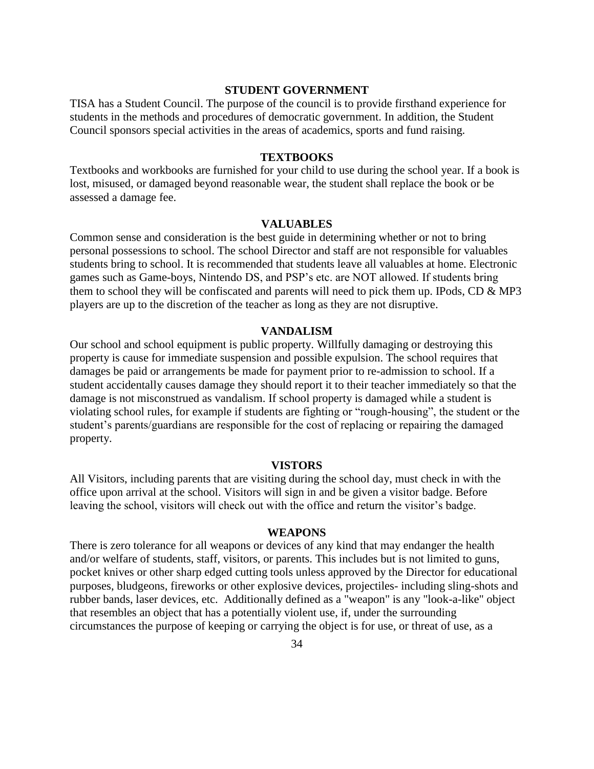## STUDENT GOVERNMENT

TISA has a Student Council. The purpose of the council is to provide firsthand experience for students in the methods and procedures of democratic government. In addition, the Student Council sponsors special activities in the areas of academics, sports and fund raising.

## TEXTBOOKS

Textbooks and workbooks are furnished for your child to use during the school year. If a book is lost, misused, or damaged beyond reasonable wear, the student shall replace the book or be assessed a damage fee.

## VALUABLES

Common sense and consideration is the best guide in determining whether or not to bring personal possessions to school. The school Director and staff are not responsible for valuables students bring to school. It is recommended that students leave all valuables at home. Electronic games such as Game-boys, Nintendo DS, and PSP's etc. are NOT allowed. If students bring them to school they will be confiscated and parents will need to pick them up. IPods, CD & MP3 players are up to the discretion of the teacher as long as they are not disruptive.

## VANDALISM

Our school and school equipment is public property. Willfully damaging or destroying this property is cause for immediate suspension and possible expulsion. The school requires that damages be paid or arrangements be made for payment prior to re-admission to school. If a student accidentally causes damage they should report it to their teacher immediately so that the damage is not misconstrued as vandalism. If school property is damaged while a student is violating school rules, for example if students are fighting or "rough-housing", the student or the student's parents/guardians are responsible for the cost of replacing or repairing the damaged property.

## VISTORS

All Visitors, including parents that are visiting during the school day, must check in with the office upon arrival at the school. Visitors will sign in and be given a visitor badge. Before leaving the school, visitors will check out with the office and return the visitor's badge.

## WEAPONS

There is zero tolerance for all weapons or devices of any kind that may endanger the health and/or welfare of students, staff, visitors, or parents. This includes but is not limited to guns, pocket knives or other sharp edged cutting tools unless approved by the Director for educational purposes, bludgeons, fireworks or other explosive devices, projectiles- including sling-shots and rubber bands, laser devices, etc. Additionally defined as a "weapon" is any "look-a-like" object that resembles an object that has a potentially violent use, if, under the surrounding circumstances the purpose of keeping or carrying the object is for use, or threat of use, as a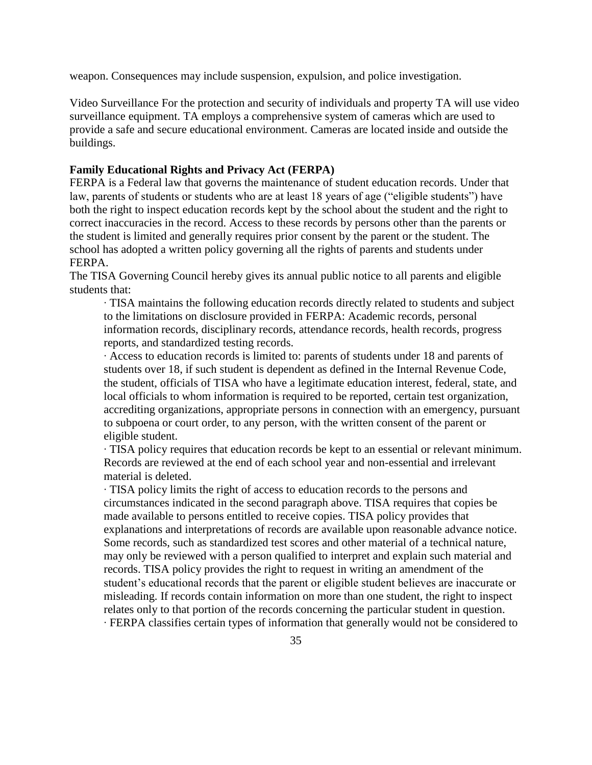weapon. Consequences may include suspension, expulsion, and police investigation.

Video Surveillance For the protection and security of individuals and property TA will use video surveillance equipment. TA employs a comprehensive system of cameras which are used to provide a safe and secure educational environment. Cameras are located inside and outside the buildings.

**Family Educational Rights and Privacy Act (FERPA)**

FERPA is a Federal law that governs the maintenance of student education records. Under that law, parents of students or students who are at least 18 years of age ("eligible students") have both the right to inspect education records kept by the school about the student and the right to correct inaccuracies in the record. Access to these records by persons other than the parents or the student is limited and generally requires prior consent by the parent or the student. The school has adopted a written policy governing all the rights of parents and students under FERPA.

The TISA Governing Council hereby gives its annual public notice to all parents and eligible students that:

· TISA maintains the following education records directly related to students and subject to the limitations on disclosure provided in FERPA: Academic records, personal information records, disciplinary records, attendance records, health records, progress reports, and standardized testing records.

· Access to education records is limited to: parents of students under 18 and parents of students over 18, if such student is dependent as defined in the Internal Revenue Code, the student, officials of TISA who have a legitimate education interest, federal, state, and local officials to whom information is required to be reported, certain test organization, accrediting organizations, appropriate persons in connection with an emergency, pursuant to subpoena or court order, to any person, with the written consent of the parent or eligible student.

· TISA policy requires that education records be kept to an essential or relevant minimum. Records are reviewed at the end of each school year and non-essential and irrelevant material is deleted.

· TISA policy limits the right of access to education records to the persons and circumstances indicated in the second paragraph above. TISA requires that copies be made available to persons entitled to receive copies. TISA policy provides that explanations and interpretations of records are available upon reasonable advance notice. Some records, such as standardized test scores and other material of a technical nature, may only be reviewed with a person qualified to interpret and explain such material and records. TISA policy provides the right to request in writing an amendment of the student's educational records that the parent or eligible student believes are inaccurate or misleading. If records contain information on more than one student, the right to inspect relates only to that portion of the records concerning the particular student in question.

· FERPA classifies certain types of information that generally would not be considered to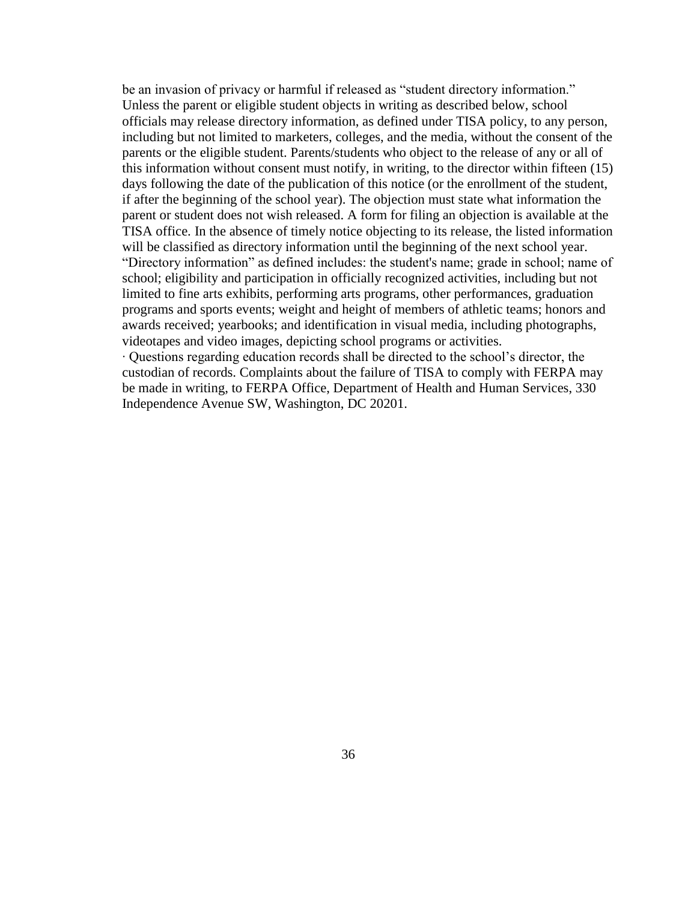be an invasion of privacy or harmful if released as "student directory information." Unless the parent or eligible student objects in writing as described below, school officials may release directory information, as defined under TISA policy, to any person, including but not limited to marketers, colleges, and the media, without the consent of the parents or the eligible student. Parents/students who object to the release of any or all of this information without consent must notify, in writing, to the director within fifteen (15) days following the date of the publication of this notice (or the enrollment of the student, if after the beginning of the school year). The objection must state what information the parent or student does not wish released. A form for filing an objection is available at the TISA office. In the absence of timely notice objecting to its release, the listed information will be classified as directory information until the beginning of the next school year. "Directory information" as defined includes: the student's name; grade in school; name of school; eligibility and participation in officially recognized activities, including but not limited to fine arts exhibits, performing arts programs, other performances, graduation programs and sports events; weight and height of members of athletic teams; honors and awards received; yearbooks; and identification in visual media, including photographs, videotapes and video images, depicting school programs or activities.

· Questions regarding education records shall be directed to the school's director, the custodian of records. Complaints about the failure of TISA to comply with FERPA may be made in writing, to FERPA Office, Department of Health and Human Services, 330 Independence Avenue SW, Washington, DC 20201.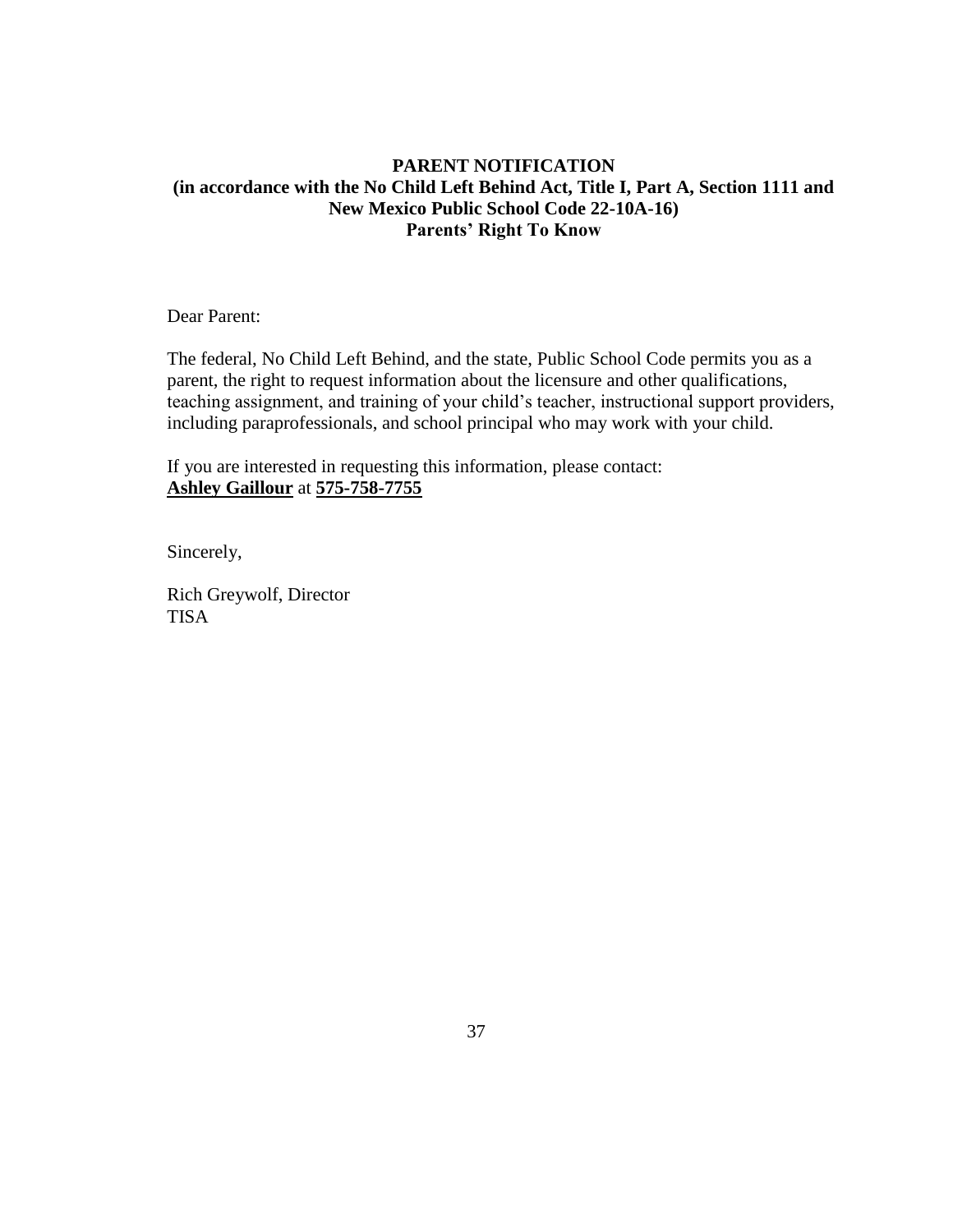# PARENT NOTIFICATION
## (in accordance with the No Child Left Behind Act, Title I, Part A, Section 1111 and New Mexico Public School Code 22-10A-16)
## Parents' Right To Know

Dear Parent:

The federal, No Child Left Behind, and the state, Public School Code permits you as a parent, the right to request information about the licensure and other qualifications, teaching assignment, and training of your child's teacher, instructional support providers, including paraprofessionals, and school principal who may work with your child.

If you are interested in requesting this information, please contact:
**Ashley Gaillour** at **575-758-7755**

Sincerely,

Rich Greywolf, Director
TISA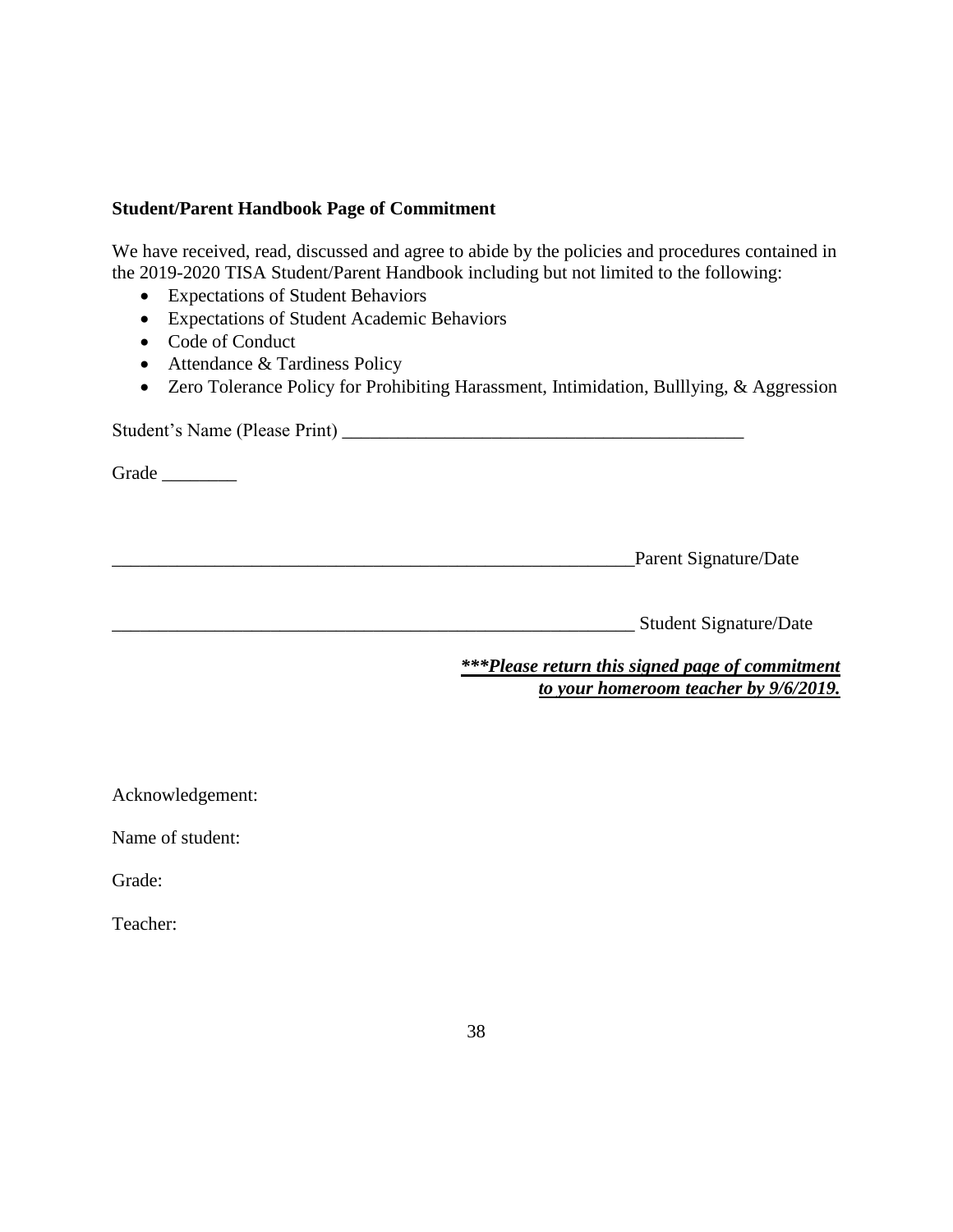**Student/Parent Handbook Page of Commitment**

We have received, read, discussed and agree to abide by the policies and procedures contained in the 2019-2020 TISA Student/Parent Handbook including but not limited to the following:

- Expectations of Student Behaviors
- Expectations of Student Academic Behaviors
- Code of Conduct
- Attendance & Tardiness Policy
- Zero Tolerance Policy for Prohibiting Harassment, Intimidation, Bulllying, & Aggression

Student's Name (Please Print) ____________________________________________

Grade ________

__________________________________________________________Parent Signature/Date

__________________________________________________________ Student Signature/Date

***\*\*\*Please return this signed page of commitment to your homeroom teacher by 9/6/2019.***

Acknowledgement:

Name of student:

Grade:

Teacher: